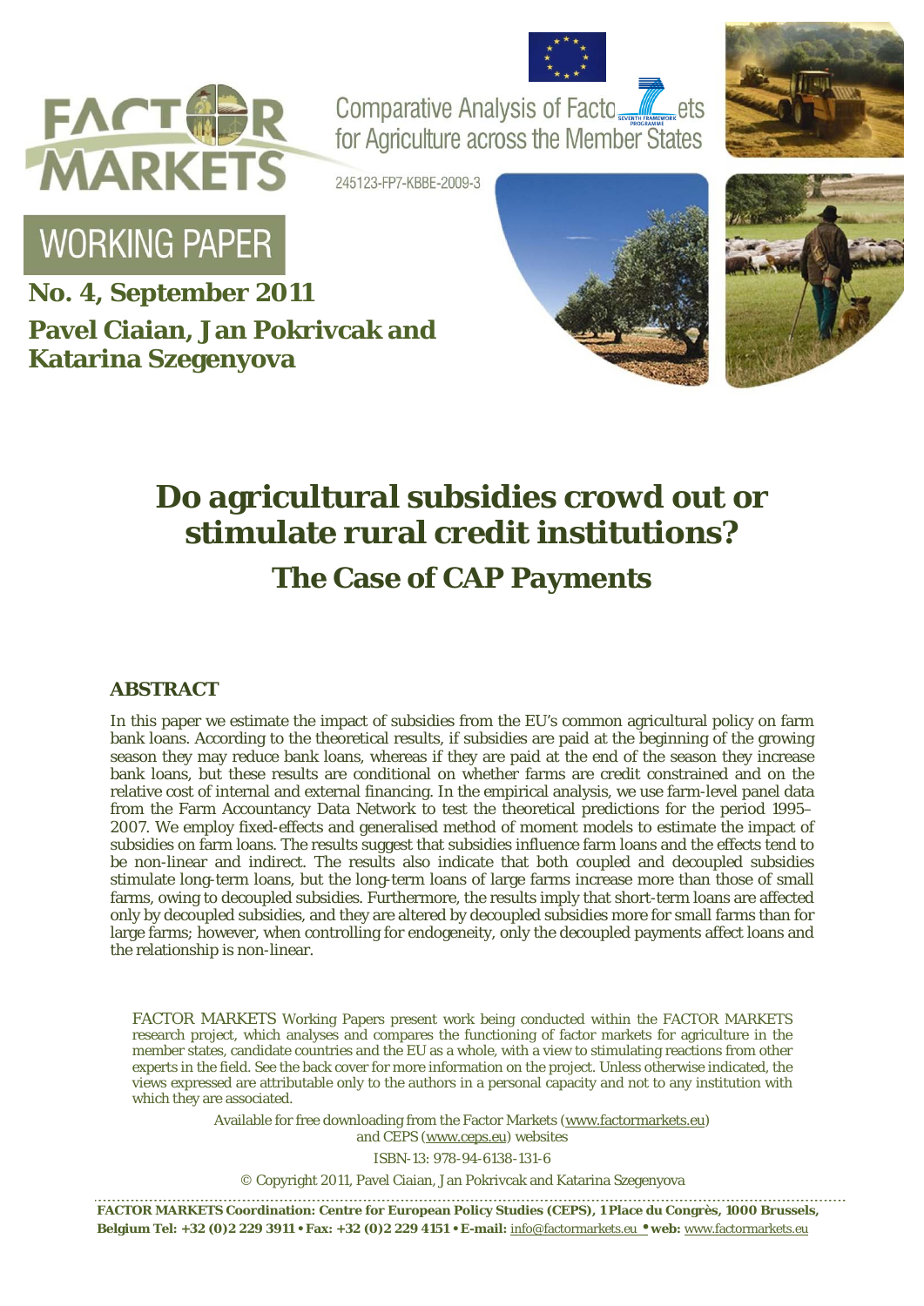FACTOR MARKETS

Comparative Analysis of Factor Markets for Agriculture across the Member States

245123-FP7-KBBE-2009-3

WORKING PAPER

**No. 4, September 2011**

**Pavel Ciaian, Jan Pokrivcak and Katarina Szegenyova**

# Do agricultural subsidies crowd out or stimulate rural credit institutions?

## The Case of CAP Payments

### ABSTRACT

In this paper we estimate the impact of subsidies from the EU's common agricultural policy on farm bank loans. According to the theoretical results, if subsidies are paid at the beginning of the growing season they may reduce bank loans, whereas if they are paid at the end of the season they increase bank loans, but these results are conditional on whether farms are credit constrained and on the relative cost of internal and external financing. In the empirical analysis, we use farm-level panel data from the Farm Accountancy Data Network to test the theoretical predictions for the period 1995–2007. We employ fixed-effects and generalised method of moment models to estimate the impact of subsidies on farm loans. The results suggest that subsidies influence farm loans and the effects tend to be non-linear and indirect. The results also indicate that both coupled and decoupled subsidies stimulate long-term loans, but the long-term loans of large farms increase more than those of small farms, owing to decoupled subsidies. Furthermore, the results imply that short-term loans are affected only by decoupled subsidies, and they are altered by decoupled subsidies more for small farms than for large farms; however, when controlling for endogeneity, only the decoupled payments affect loans and the relationship is non-linear.

FACTOR MARKETS Working Papers present work being conducted within the FACTOR MARKETS research project, which analyses and compares the functioning of factor markets for agriculture in the member states, candidate countries and the EU as a whole, with a view to stimulating reactions from other experts in the field. See the back cover for more information on the project. Unless otherwise indicated, the views expressed are attributable only to the authors in a personal capacity and not to any institution with which they are associated.

Available for free downloading from the Factor Markets (www.factormarkets.eu) and CEPS (www.ceps.eu) websites

ISBN-13: 978-94-6138-131-6

© Copyright 2011, Pavel Ciaian, Jan Pokrivcak and Katarina Szegenyova

**FACTOR MARKETS Coordination: Centre for European Policy Studies (CEPS), 1 Place du Congrès, 1000 Brussels, Belgium Tel: +32 (0)2 229 3911 • Fax: +32 (0)2 229 4151 • E-mail: info@factormarkets.eu • web: www.factormarkets.eu**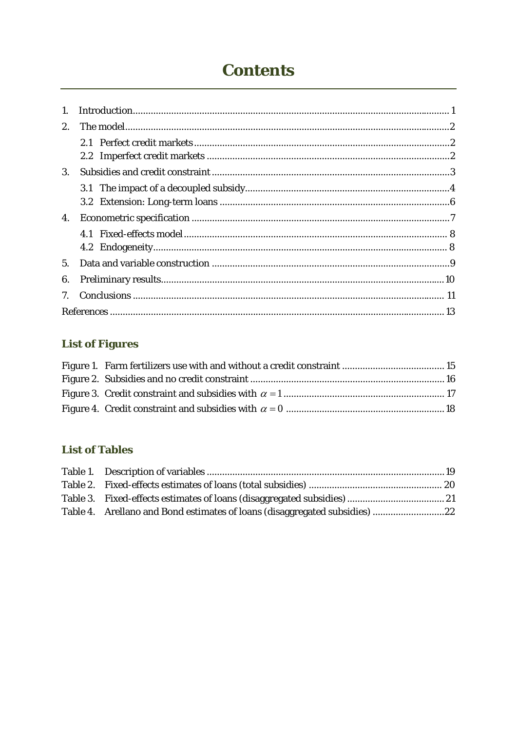# Contents

1. Introduction ........ 1
2. The model ........ 2
   - 2.1 Perfect credit markets ........ 2
   - 2.2 Imperfect credit markets ........ 2
3. Subsidies and credit constraint ........ 3
   - 3.1 The impact of a decoupled subsidy ........ 4
   - 3.2 Extension: Long-term loans ........ 6
4. Econometric specification ........ 7
   - 4.1 Fixed-effects model ........ 8
   - 4.2 Endogeneity ........ 8
5. Data and variable construction ........ 9
6. Preliminary results ........ 10
7. Conclusions ........ 11

References ........ 13

## List of Figures

Figure 1. Farm fertilizers use with and without a credit constraint ........ 15
Figure 2. Subsidies and no credit constraint ........ 16
Figure 3. Credit constraint and subsidies with $\alpha = 1$ ........ 17
Figure 4. Credit constraint and subsidies with $\alpha = 0$ ........ 18

## List of Tables

Table 1. Description of variables ........ 19
Table 2. Fixed-effects estimates of loans (total subsidies) ........ 20
Table 3. Fixed-effects estimates of loans (disaggregated subsidies) ........ 21
Table 4. Arellano and Bond estimates of loans (disaggregated subsidies) ........ 22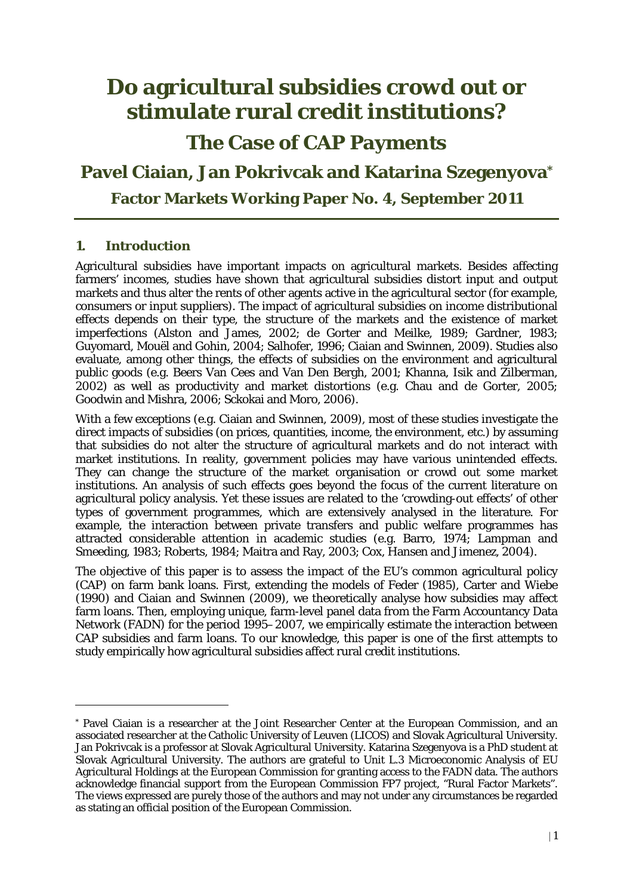# Do agricultural subsidies crowd out or stimulate rural credit institutions?

## The Case of CAP Payments

## Pavel Ciaian, Jan Pokrivcak and Katarina Szegenyova*

### Factor Markets Working Paper No. 4, September 2011

### 1. Introduction

Agricultural subsidies have important impacts on agricultural markets. Besides affecting farmers' incomes, studies have shown that agricultural subsidies distort input and output markets and thus alter the rents of other agents active in the agricultural sector (for example, consumers or input suppliers). The impact of agricultural subsidies on income distributional effects depends on their type, the structure of the markets and the existence of market imperfections (Alston and James, 2002; de Gorter and Meilke, 1989; Gardner, 1983; Guyomard, Mouël and Gohin, 2004; Salhofer, 1996; Ciaian and Swinnen, 2009). Studies also evaluate, among other things, the effects of subsidies on the environment and agricultural public goods (e.g. Beers Van Cees and Van Den Bergh, 2001; Khanna, Isik and Zilberman, 2002) as well as productivity and market distortions (e.g. Chau and de Gorter, 2005; Goodwin and Mishra, 2006; Sckokai and Moro, 2006).

With a few exceptions (e.g. Ciaian and Swinnen, 2009), most of these studies investigate the direct impacts of subsidies (on prices, quantities, income, the environment, etc.) by assuming that subsidies do not alter the structure of agricultural markets and do not interact with market institutions. In reality, government policies may have various unintended effects. They can change the structure of the market organisation or crowd out some market institutions. An analysis of such effects goes beyond the focus of the current literature on agricultural policy analysis. Yet these issues are related to the 'crowding-out effects' of other types of government programmes, which are extensively analysed in the literature. For example, the interaction between private transfers and public welfare programmes has attracted considerable attention in academic studies (e.g. Barro, 1974; Lampman and Smeeding, 1983; Roberts, 1984; Maitra and Ray, 2003; Cox, Hansen and Jimenez, 2004).

The objective of this paper is to assess the impact of the EU's common agricultural policy (CAP) on farm bank loans. First, extending the models of Feder (1985), Carter and Wiebe (1990) and Ciaian and Swinnen (2009), we theoretically analyse how subsidies may affect farm loans. Then, employing unique, farm-level panel data from the Farm Accountancy Data Network (FADN) for the period 1995–2007, we empirically estimate the interaction between CAP subsidies and farm loans. To our knowledge, this paper is one of the first attempts to study empirically how agricultural subsidies affect rural credit institutions.

---

* Pavel Ciaian is a researcher at the Joint Researcher Center at the European Commission, and an associated researcher at the Catholic University of Leuven (LICOS) and Slovak Agricultural University. Jan Pokrivcak is a professor at Slovak Agricultural University. Katarina Szegenyova is a PhD student at Slovak Agricultural University. The authors are grateful to Unit L.3 Microeconomic Analysis of EU Agricultural Holdings at the European Commission for granting access to the FADN data. The authors acknowledge financial support from the European Commission FP7 project, "Rural Factor Markets". The views expressed are purely those of the authors and may not under any circumstances be regarded as stating an official position of the European Commission.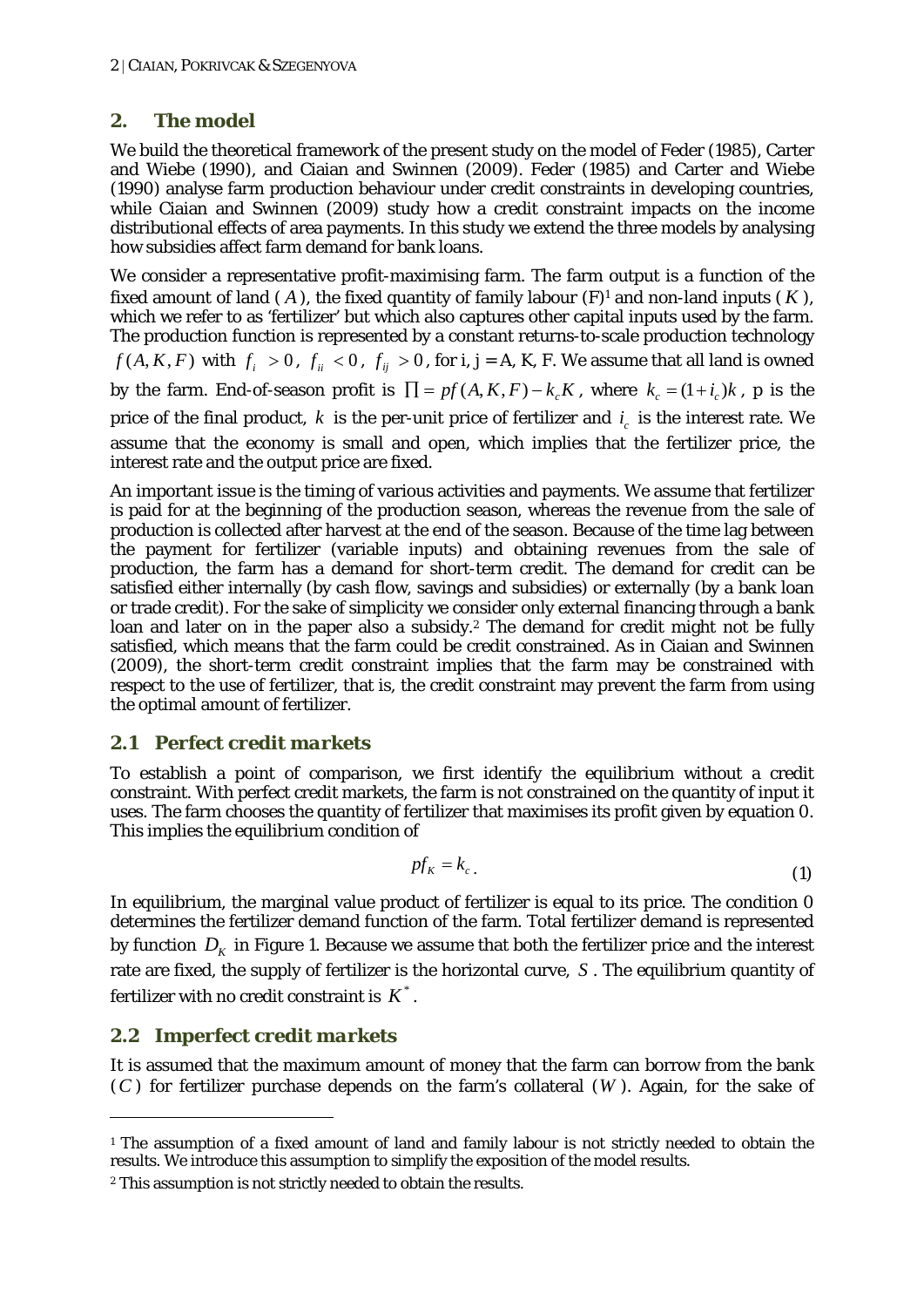## 2. The model

We build the theoretical framework of the present study on the model of Feder (1985), Carter and Wiebe (1990), and Ciaian and Swinnen (2009). Feder (1985) and Carter and Wiebe (1990) analyse farm production behaviour under credit constraints in developing countries, while Ciaian and Swinnen (2009) study how a credit constraint impacts on the income distributional effects of area payments. In this study we extend the three models by analysing how subsidies affect farm demand for bank loans.

We consider a representative profit-maximising farm. The farm output is a function of the fixed amount of land ($A$), the fixed quantity of family labour (F)[1] and non-land inputs ($K$), which we refer to as 'fertilizer' but which also captures other capital inputs used by the farm. The production function is represented by a constant returns-to-scale production technology $f(A,K,F)$ with $f_i > 0$, $f_{ii} < 0$, $f_{ij} > 0$, for i, j = A, K, F. We assume that all land is owned by the farm. End-of-season profit is $\prod = pf(A,K,F) - k_c K$, where $k_c = (1+i_c)k$, p is the price of the final product, $k$ is the per-unit price of fertilizer and $i_c$ is the interest rate. We assume that the economy is small and open, which implies that the fertilizer price, the interest rate and the output price are fixed.

An important issue is the timing of various activities and payments. We assume that fertilizer is paid for at the beginning of the production season, whereas the revenue from the sale of production is collected after harvest at the end of the season. Because of the time lag between the payment for fertilizer (variable inputs) and obtaining revenues from the sale of production, the farm has a demand for short-term credit. The demand for credit can be satisfied either internally (by cash flow, savings and subsidies) or externally (by a bank loan or trade credit). For the sake of simplicity we consider only external financing through a bank loan and later on in the paper also a subsidy.[2] The demand for credit might not be fully satisfied, which means that the farm could be credit constrained. As in Ciaian and Swinnen (2009), the short-term credit constraint implies that the farm may be constrained with respect to the use of fertilizer, that is, the credit constraint may prevent the farm from using the optimal amount of fertilizer.

### 2.1 Perfect credit markets

To establish a point of comparison, we first identify the equilibrium without a credit constraint. With perfect credit markets, the farm is not constrained on the quantity of input it uses. The farm chooses the quantity of fertilizer that maximises its profit given by equation 0. This implies the equilibrium condition of

$$pf_K = k_c . \tag{1}$$

In equilibrium, the marginal value product of fertilizer is equal to its price. The condition 0 determines the fertilizer demand function of the farm. Total fertilizer demand is represented by function $D_K$ in Figure 1. Because we assume that both the fertilizer price and the interest rate are fixed, the supply of fertilizer is the horizontal curve, $S$. The equilibrium quantity of fertilizer with no credit constraint is $K^*$.

### 2.2 Imperfect credit markets

It is assumed that the maximum amount of money that the farm can borrow from the bank ($C$) for fertilizer purchase depends on the farm's collateral ($W$). Again, for the sake of

[1] The assumption of a fixed amount of land and family labour is not strictly needed to obtain the results. We introduce this assumption to simplify the exposition of the model results.

[2] This assumption is not strictly needed to obtain the results.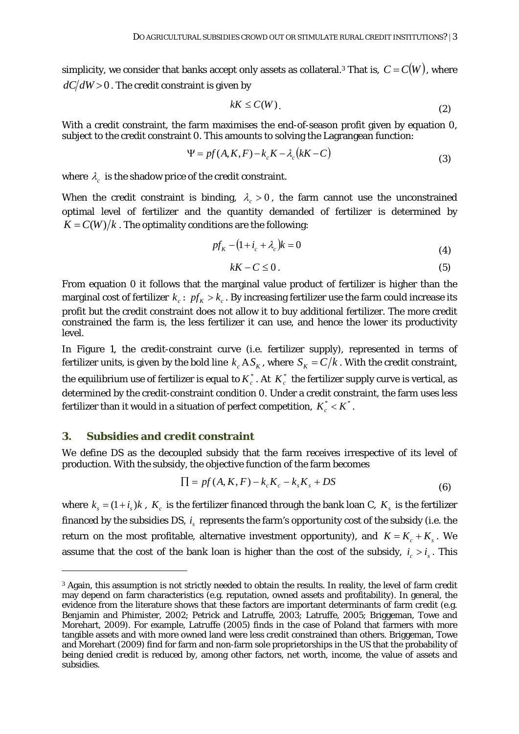simplicity, we consider that banks accept only assets as collateral.[3] That is, $C = C(W)$, where $dC/dW > 0$. The credit constraint is given by

$$kK \leq C(W) \tag{2}$$

With a credit constraint, the farm maximises the end-of-season profit given by equation 0, subject to the credit constraint 0. This amounts to solving the Lagrangean function:

$$\Psi = pf(A,K,F) - k_c K - \lambda_c (kK - C) \tag{3}$$

where $\lambda_c$ is the shadow price of the credit constraint.

When the credit constraint is binding, $\lambda_c > 0$, the farm cannot use the unconstrained optimal level of fertilizer and the quantity demanded of fertilizer is determined by $K = C(W)/k$. The optimality conditions are the following:

$$pf_K - (1 + i_c + \lambda_c)k = 0 \tag{4}$$

$$kK - C \leq 0. \tag{5}$$

From equation 0 it follows that the marginal value product of fertilizer is higher than the marginal cost of fertilizer $k_c$: $pf_K > k_c$. By increasing fertilizer use the farm could increase its profit but the credit constraint does not allow it to buy additional fertilizer. The more credit constrained the farm is, the less fertilizer it can use, and hence the lower its productivity level.

In Figure 1, the credit-constraint curve (i.e. fertilizer supply), represented in terms of fertilizer units, is given by the bold line $k_c A S_K$, where $S_K = C/k$. With the credit constraint, the equilibrium use of fertilizer is equal to $K_c^*$. At $K_c^*$ the fertilizer supply curve is vertical, as determined by the credit-constraint condition 0. Under a credit constraint, the farm uses less fertilizer than it would in a situation of perfect competition, $K_c^* < K^*$.

## 3. Subsidies and credit constraint

We define DS as the decoupled subsidy that the farm receives irrespective of its level of production. With the subsidy, the objective function of the farm becomes

$$\prod = pf(A,K,F) - k_c K_c - k_s K_s + DS \tag{6}$$

where $k_s = (1 + i_s)k$, $K_c$ is the fertilizer financed through the bank loan C, $K_s$ is the fertilizer financed by the subsidies DS, $i_s$ represents the farm's opportunity cost of the subsidy (i.e. the return on the most profitable, alternative investment opportunity), and $K = K_c + K_s$. We assume that the cost of the bank loan is higher than the cost of the subsidy, $i_c > i_s$. This

[3] Again, this assumption is not strictly needed to obtain the results. In reality, the level of farm credit may depend on farm characteristics (e.g. reputation, owned assets and profitability). In general, the evidence from the literature shows that these factors are important determinants of farm credit (e.g. Benjamin and Phimister, 2002; Petrick and Latruffe, 2003; Latruffe, 2005; Briggeman, Towe and Morehart, 2009). For example, Latruffe (2005) finds in the case of Poland that farmers with more tangible assets and with more owned land were less credit constrained than others. Briggeman, Towe and Morehart (2009) find for farm and non-farm sole proprietorships in the US that the probability of being denied credit is reduced by, among other factors, net worth, income, the value of assets and subsidies.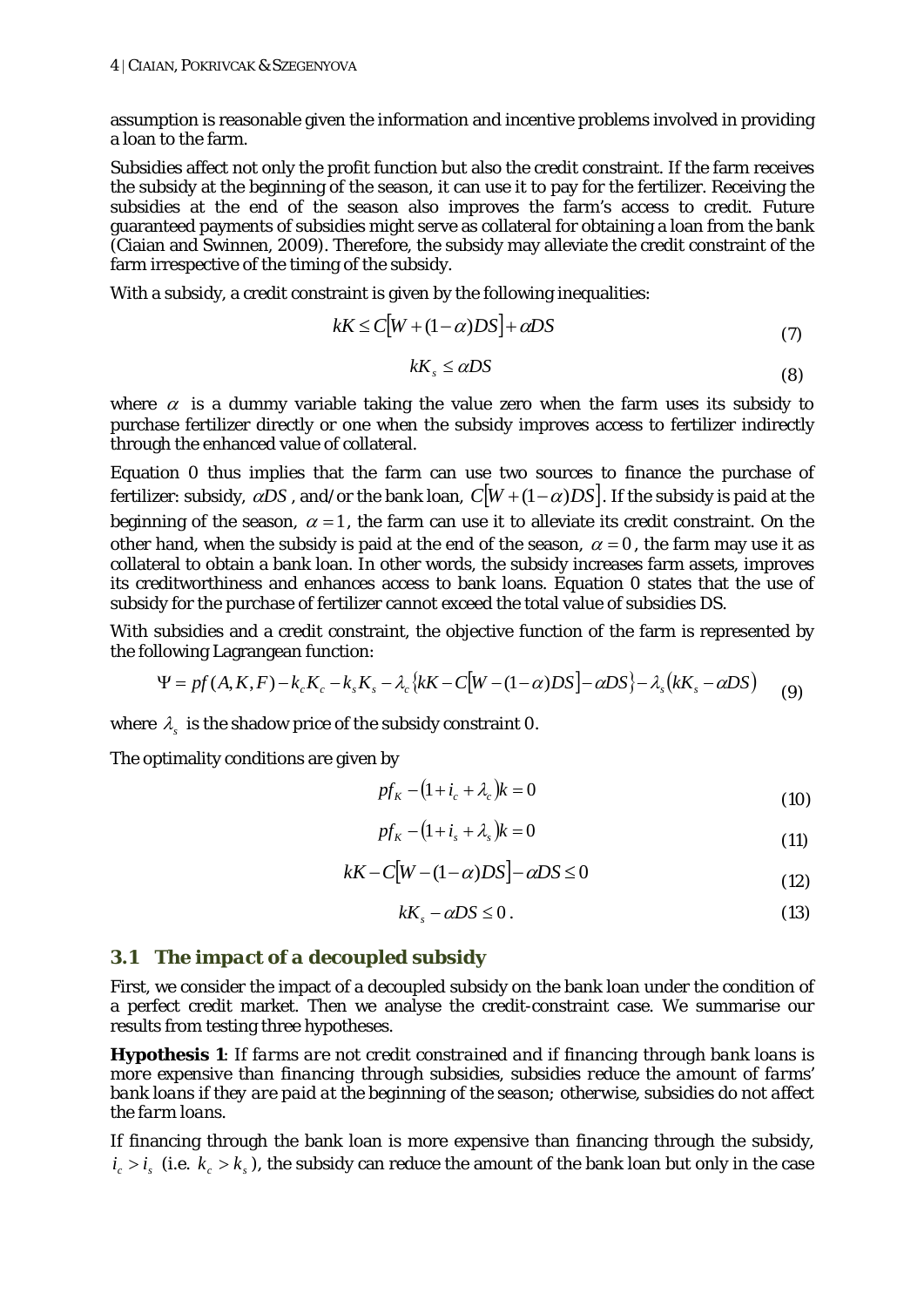assumption is reasonable given the information and incentive problems involved in providing a loan to the farm.

Subsidies affect not only the profit function but also the credit constraint. If the farm receives the subsidy at the beginning of the season, it can use it to pay for the fertilizer. Receiving the subsidies at the end of the season also improves the farm's access to credit. Future guaranteed payments of subsidies might serve as collateral for obtaining a loan from the bank (Ciaian and Swinnen, 2009). Therefore, the subsidy may alleviate the credit constraint of the farm irrespective of the timing of the subsidy.

With a subsidy, a credit constraint is given by the following inequalities:

$$kK \leq C\left[W + (1-\alpha)DS\right] + \alpha DS \tag{7}$$

$$kK_s \leq \alpha DS \tag{8}$$

where $\alpha$ is a dummy variable taking the value zero when the farm uses its subsidy to purchase fertilizer directly or one when the subsidy improves access to fertilizer indirectly through the enhanced value of collateral.

Equation 0 thus implies that the farm can use two sources to finance the purchase of fertilizer: subsidy, $\alpha DS$, and/or the bank loan, $C\left[W + (1-\alpha)DS\right]$. If the subsidy is paid at the beginning of the season, $\alpha = 1$, the farm can use it to alleviate its credit constraint. On the other hand, when the subsidy is paid at the end of the season, $\alpha = 0$, the farm may use it as collateral to obtain a bank loan. In other words, the subsidy increases farm assets, improves its creditworthiness and enhances access to bank loans. Equation 0 states that the use of subsidy for the purchase of fertilizer cannot exceed the total value of subsidies DS.

With subsidies and a credit constraint, the objective function of the farm is represented by the following Lagrangean function:

$$\Psi = pf(A,K,F) - k_c K_c - k_s K_s - \lambda_c \left\{kK - C\left[W - (1-\alpha)DS\right] - \alpha DS\right\} - \lambda_s \left(kK_s - \alpha DS\right) \tag{9}$$

where $\lambda_s$ is the shadow price of the subsidy constraint 0.

The optimality conditions are given by

$$pf_K - \left(1 + i_c + \lambda_c\right)k = 0 \tag{10}$$

$$pf_K - \left(1 + i_s + \lambda_s\right)k = 0 \tag{11}$$

$$kK - C\left[W - (1-\alpha)DS\right] - \alpha DS \leq 0 \tag{12}$$

$$kK_s - \alpha DS \leq 0\,. \tag{13}$$

### 3.1 The impact of a decoupled subsidy

First, we consider the impact of a decoupled subsidy on the bank loan under the condition of a perfect credit market. Then we analyse the credit-constraint case. We summarise our results from testing three hypotheses.

**Hypothesis 1**: *If farms are not credit constrained and if financing through bank loans is more expensive than financing through subsidies, subsidies reduce the amount of farms' bank loans if they are paid at the beginning of the season; otherwise, subsidies do not affect the farm loans.*

If financing through the bank loan is more expensive than financing through the subsidy, $i_c > i_s$ (i.e. $k_c > k_s$), the subsidy can reduce the amount of the bank loan but only in the case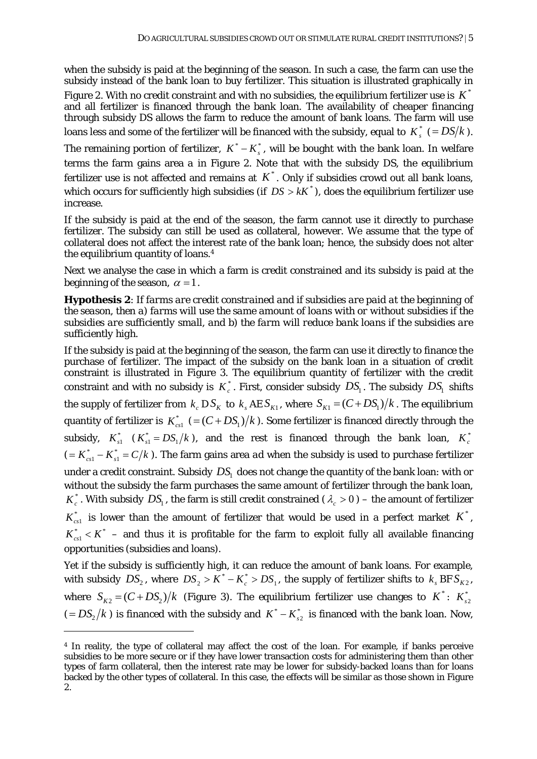when the subsidy is paid at the beginning of the season. In such a case, the farm can use the subsidy instead of the bank loan to buy fertilizer. This situation is illustrated graphically in Figure 2. With no credit constraint and with no subsidies, the equilibrium fertilizer use is $K^*$ and all fertilizer is financed through the bank loan. The availability of cheaper financing through subsidy DS allows the farm to reduce the amount of bank loans. The farm will use loans less and some of the fertilizer will be financed with the subsidy, equal to $K_s^*$ $(= DS/k)$. The remaining portion of fertilizer, $K^* - K_s^*$, will be bought with the bank loan. In welfare terms the farm gains area *a* in Figure 2. Note that with the subsidy DS, the equilibrium fertilizer use is not affected and remains at $K^*$. Only if subsidies crowd out all bank loans, which occurs for sufficiently high subsidies (if $DS > kK^*$), does the equilibrium fertilizer use increase.

If the subsidy is paid at the end of the season, the farm cannot use it directly to purchase fertilizer. The subsidy can still be used as collateral, however. We assume that the type of collateral does not affect the interest rate of the bank loan; hence, the subsidy does not alter the equilibrium quantity of loans.[4]

Next we analyse the case in which a farm is credit constrained and its subsidy is paid at the beginning of the season, $\alpha = 1$.

***Hypothesis 2****: If farms are credit constrained and if subsidies are paid at the beginning of the season, then a) farms will use the same amount of loans with or without subsidies if the subsidies are sufficiently small, and b) the farm will reduce bank loans if the subsidies are sufficiently high.*

If the subsidy is paid at the beginning of the season, the farm can use it directly to finance the purchase of fertilizer. The impact of the subsidy on the bank loan in a situation of credit constraint is illustrated in Figure 3. The equilibrium quantity of fertilizer with the credit constraint and with no subsidy is $K_c^*$. First, consider subsidy $DS_1$. The subsidy $DS_1$ shifts the supply of fertilizer from $k_c \, \mathrm{D} \, S_K$ to $k_s \, \mathrm{AE} \, S_{K1}$, where $S_{K1} = (C + DS_1)/k$. The equilibrium quantity of fertilizer is $K_{cs1}^*$ $(= (C + DS_1)/k)$. Some fertilizer is financed directly through the subsidy, $K_{s1}^*$ $(K_{s1}^* = DS_1/k)$, and the rest is financed through the bank loan, $K_c^*$ $(= K_{cs1}^* - K_{s1}^* = C/k)$. The farm gains area *ad* when the subsidy is used to purchase fertilizer under a credit constraint. Subsidy $DS_1$ does not change the quantity of the bank loan: with or without the subsidy the farm purchases the same amount of fertilizer through the bank loan, $K_c^*$. With subsidy $DS_1$, the farm is still credit constrained ($\lambda_c > 0$) – the amount of fertilizer $K_{cs1}^*$ is lower than the amount of fertilizer that would be used in a perfect market $K^*$, $K_{cs1}^* < K^*$ – and thus it is profitable for the farm to exploit fully all available financing opportunities (subsidies and loans).

Yet if the subsidy is sufficiently high, it can reduce the amount of bank loans. For example, with subsidy $DS_2$, where $DS_2 > K^* - K_c^* > DS_1$, the supply of fertilizer shifts to $k_s \, \mathrm{BF} \, S_{K2}$, where $S_{K2} = (C + DS_2)/k$ (Figure 3). The equilibrium fertilizer use changes to $K^*$: $K_{s2}^*$ $(= DS_2/k)$ is financed with the subsidy and $K^* - K_{s2}^*$ is financed with the bank loan. Now,

[4] In reality, the type of collateral may affect the cost of the loan. For example, if banks perceive subsidies to be more secure or if they have lower transaction costs for administering them than other types of farm collateral, then the interest rate may be lower for subsidy-backed loans than for loans backed by the other types of collateral. In this case, the effects will be similar as those shown in Figure 2.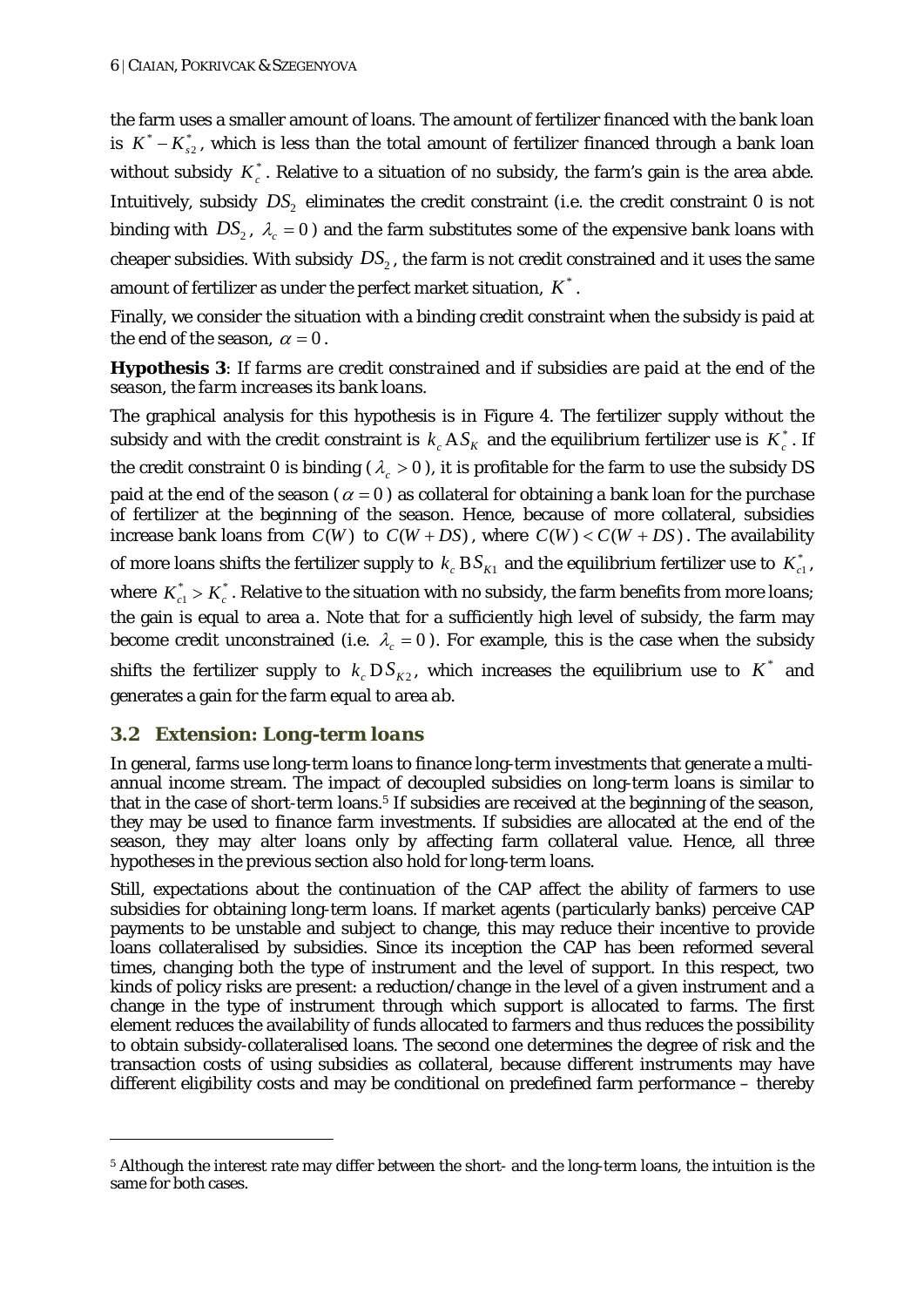the farm uses a smaller amount of loans. The amount of fertilizer financed with the bank loan is $K^* - K^*_{s2}$, which is less than the total amount of fertilizer financed through a bank loan without subsidy $K^*_c$. Relative to a situation of no subsidy, the farm's gain is the area *abde*. Intuitively, subsidy $DS_2$ eliminates the credit constraint (i.e. the credit constraint 0 is not binding with $DS_2$, $\lambda_c = 0$) and the farm substitutes some of the expensive bank loans with cheaper subsidies. With subsidy $DS_2$, the farm is not credit constrained and it uses the same amount of fertilizer as under the perfect market situation, $K^*$.

Finally, we consider the situation with a binding credit constraint when the subsidy is paid at the end of the season, $\alpha = 0$.

**Hypothesis 3**: *If farms are credit constrained and if subsidies are paid at the end of the season, the farm increases its bank loans.*

The graphical analysis for this hypothesis is in Figure 4. The fertilizer supply without the subsidy and with the credit constraint is $k_c AS_K$ and the equilibrium fertilizer use is $K^*_c$. If the credit constraint 0 is binding ($\lambda_c > 0$), it is profitable for the farm to use the subsidy DS paid at the end of the season ($\alpha = 0$) as collateral for obtaining a bank loan for the purchase of fertilizer at the beginning of the season. Hence, because of more collateral, subsidies increase bank loans from $C(W)$ to $C(W + DS)$, where $C(W) < C(W + DS)$. The availability of more loans shifts the fertilizer supply to $k_c BS_{K1}$ and the equilibrium fertilizer use to $K^*_{c1}$, where $K^*_{c1} > K^*_c$. Relative to the situation with no subsidy, the farm benefits from more loans; the gain is equal to area *a*. Note that for a sufficiently high level of subsidy, the farm may become credit unconstrained (i.e. $\lambda_c = 0$). For example, this is the case when the subsidy shifts the fertilizer supply to $k_c DS_{K2}$, which increases the equilibrium use to $K^*$ and generates a gain for the farm equal to area *ab*.

## 3.2 Extension: Long-term loans

In general, farms use long-term loans to finance long-term investments that generate a multi-annual income stream. The impact of decoupled subsidies on long-term loans is similar to that in the case of short-term loans.[5] If subsidies are received at the beginning of the season, they may be used to finance farm investments. If subsidies are allocated at the end of the season, they may alter loans only by affecting farm collateral value. Hence, all three hypotheses in the previous section also hold for long-term loans.

Still, expectations about the continuation of the CAP affect the ability of farmers to use subsidies for obtaining long-term loans. If market agents (particularly banks) perceive CAP payments to be unstable and subject to change, this may reduce their incentive to provide loans collateralised by subsidies. Since its inception the CAP has been reformed several times, changing both the type of instrument and the level of support. In this respect, two kinds of policy risks are present: a reduction/change in the level of a given instrument and a change in the type of instrument through which support is allocated to farms. The first element reduces the availability of funds allocated to farmers and thus reduces the possibility to obtain subsidy-collateralised loans. The second one determines the degree of risk and the transaction costs of using subsidies as collateral, because different instruments may have different eligibility costs and may be conditional on predefined farm performance – thereby

---

[5] Although the interest rate may differ between the short- and the long-term loans, the intuition is the same for both cases.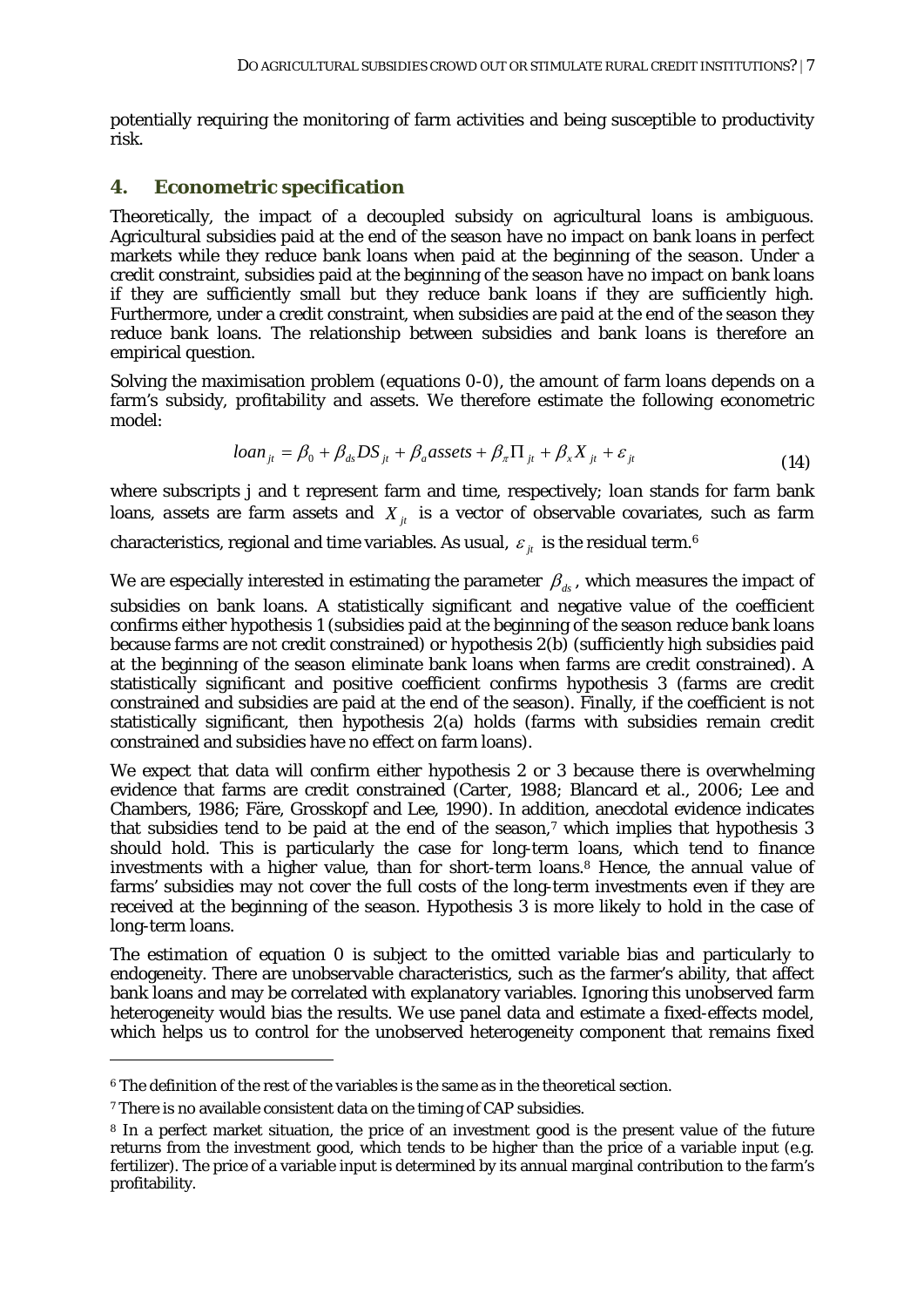potentially requiring the monitoring of farm activities and being susceptible to productivity risk.

## 4. Econometric specification

Theoretically, the impact of a decoupled subsidy on agricultural loans is ambiguous. Agricultural subsidies paid at the end of the season have no impact on bank loans in perfect markets while they reduce bank loans when paid at the beginning of the season. Under a credit constraint, subsidies paid at the beginning of the season have no impact on bank loans if they are sufficiently small but they reduce bank loans if they are sufficiently high. Furthermore, under a credit constraint, when subsidies are paid at the end of the season they reduce bank loans. The relationship between subsidies and bank loans is therefore an empirical question.

Solving the maximisation problem (equations 0-0), the amount of farm loans depends on a farm's subsidy, profitability and assets. We therefore estimate the following econometric model:

$$loan_{jt} = \beta_0 + \beta_{ds} DS_{jt} + \beta_a assets + \beta_\pi \Pi_{jt} + \beta_x X_{jt} + \varepsilon_{jt} \tag{14}$$

where subscripts j and t represent farm and time, respectively; *loan* stands for farm bank loans, *assets* are farm assets and $X_{jt}$ is a vector of observable covariates, such as farm characteristics, regional and time variables. As usual, $\varepsilon_{jt}$ is the residual term.[6]

We are especially interested in estimating the parameter $\beta_{ds}$, which measures the impact of subsidies on bank loans. A statistically significant and negative value of the coefficient confirms either hypothesis 1 (subsidies paid at the beginning of the season reduce bank loans because farms are not credit constrained) or hypothesis 2(b) (sufficiently high subsidies paid at the beginning of the season eliminate bank loans when farms are credit constrained). A statistically significant and positive coefficient confirms hypothesis 3 (farms are credit constrained and subsidies are paid at the end of the season). Finally, if the coefficient is not statistically significant, then hypothesis 2(a) holds (farms with subsidies remain credit constrained and subsidies have no effect on farm loans).

We expect that data will confirm either hypothesis 2 or 3 because there is overwhelming evidence that farms are credit constrained (Carter, 1988; Blancard et al., 2006; Lee and Chambers, 1986; Färe, Grosskopf and Lee, 1990). In addition, anecdotal evidence indicates that subsidies tend to be paid at the end of the season,[7] which implies that hypothesis 3 should hold. This is particularly the case for long-term loans, which tend to finance investments with a higher value, than for short-term loans.[8] Hence, the annual value of farms' subsidies may not cover the full costs of the long-term investments even if they are received at the beginning of the season. Hypothesis 3 is more likely to hold in the case of long-term loans.

The estimation of equation 0 is subject to the omitted variable bias and particularly to endogeneity. There are unobservable characteristics, such as the farmer's ability, that affect bank loans and may be correlated with explanatory variables. Ignoring this unobserved farm heterogeneity would bias the results. We use panel data and estimate a fixed-effects model, which helps us to control for the unobserved heterogeneity component that remains fixed

---

[6] The definition of the rest of the variables is the same as in the theoretical section.

[7] There is no available consistent data on the timing of CAP subsidies.

[8] In a perfect market situation, the price of an investment good is the present value of the future returns from the investment good, which tends to be higher than the price of a variable input (e.g. fertilizer). The price of a variable input is determined by its annual marginal contribution to the farm's profitability.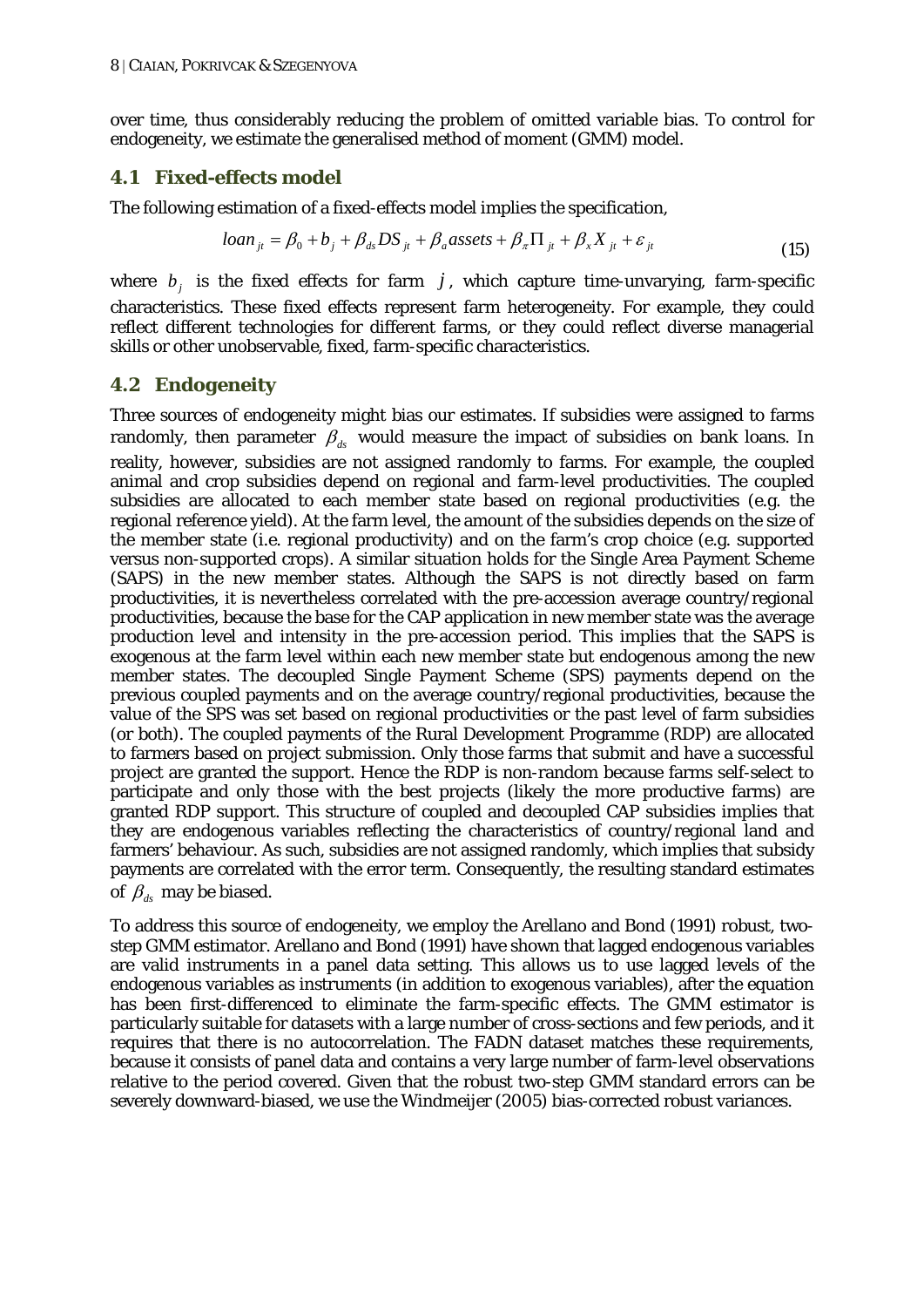over time, thus considerably reducing the problem of omitted variable bias. To control for endogeneity, we estimate the generalised method of moment (GMM) model.

## 4.1 Fixed-effects model

The following estimation of a fixed-effects model implies the specification,

$$loan_{jt} = \beta_0 + b_j + \beta_{ds} DS_{jt} + \beta_a assets + \beta_\pi \Pi_{jt} + \beta_x X_{jt} + \varepsilon_{jt} \tag{15}$$

where $b_j$ is the fixed effects for farm $j$, which capture time-unvarying, farm-specific characteristics. These fixed effects represent farm heterogeneity. For example, they could reflect different technologies for different farms, or they could reflect diverse managerial skills or other unobservable, fixed, farm-specific characteristics.

## 4.2 Endogeneity

Three sources of endogeneity might bias our estimates. If subsidies were assigned to farms randomly, then parameter $\beta_{ds}$ would measure the impact of subsidies on bank loans. In reality, however, subsidies are not assigned randomly to farms. For example, the coupled animal and crop subsidies depend on regional and farm-level productivities. The coupled subsidies are allocated to each member state based on regional productivities (e.g. the regional reference yield). At the farm level, the amount of the subsidies depends on the size of the member state (i.e. regional productivity) and on the farm's crop choice (e.g. supported versus non-supported crops). A similar situation holds for the Single Area Payment Scheme (SAPS) in the new member states. Although the SAPS is not directly based on farm productivities, it is nevertheless correlated with the pre-accession average country/regional productivities, because the base for the CAP application in new member state was the average production level and intensity in the pre-accession period. This implies that the SAPS is exogenous at the farm level within each new member state but endogenous among the new member states. The decoupled Single Payment Scheme (SPS) payments depend on the previous coupled payments and on the average country/regional productivities, because the value of the SPS was set based on regional productivities or the past level of farm subsidies (or both). The coupled payments of the Rural Development Programme (RDP) are allocated to farmers based on project submission. Only those farms that submit and have a successful project are granted the support. Hence the RDP is non-random because farms self-select to participate and only those with the best projects (likely the more productive farms) are granted RDP support. This structure of coupled and decoupled CAP subsidies implies that they are endogenous variables reflecting the characteristics of country/regional land and farmers' behaviour. As such, subsidies are not assigned randomly, which implies that subsidy payments are correlated with the error term. Consequently, the resulting standard estimates of $\beta_{ds}$ may be biased.

To address this source of endogeneity, we employ the Arellano and Bond (1991) robust, two-step GMM estimator. Arellano and Bond (1991) have shown that lagged endogenous variables are valid instruments in a panel data setting. This allows us to use lagged levels of the endogenous variables as instruments (in addition to exogenous variables), after the equation has been first-differenced to eliminate the farm-specific effects. The GMM estimator is particularly suitable for datasets with a large number of cross-sections and few periods, and it requires that there is no autocorrelation. The FADN dataset matches these requirements, because it consists of panel data and contains a very large number of farm-level observations relative to the period covered. Given that the robust two-step GMM standard errors can be severely downward-biased, we use the Windmeijer (2005) bias-corrected robust variances.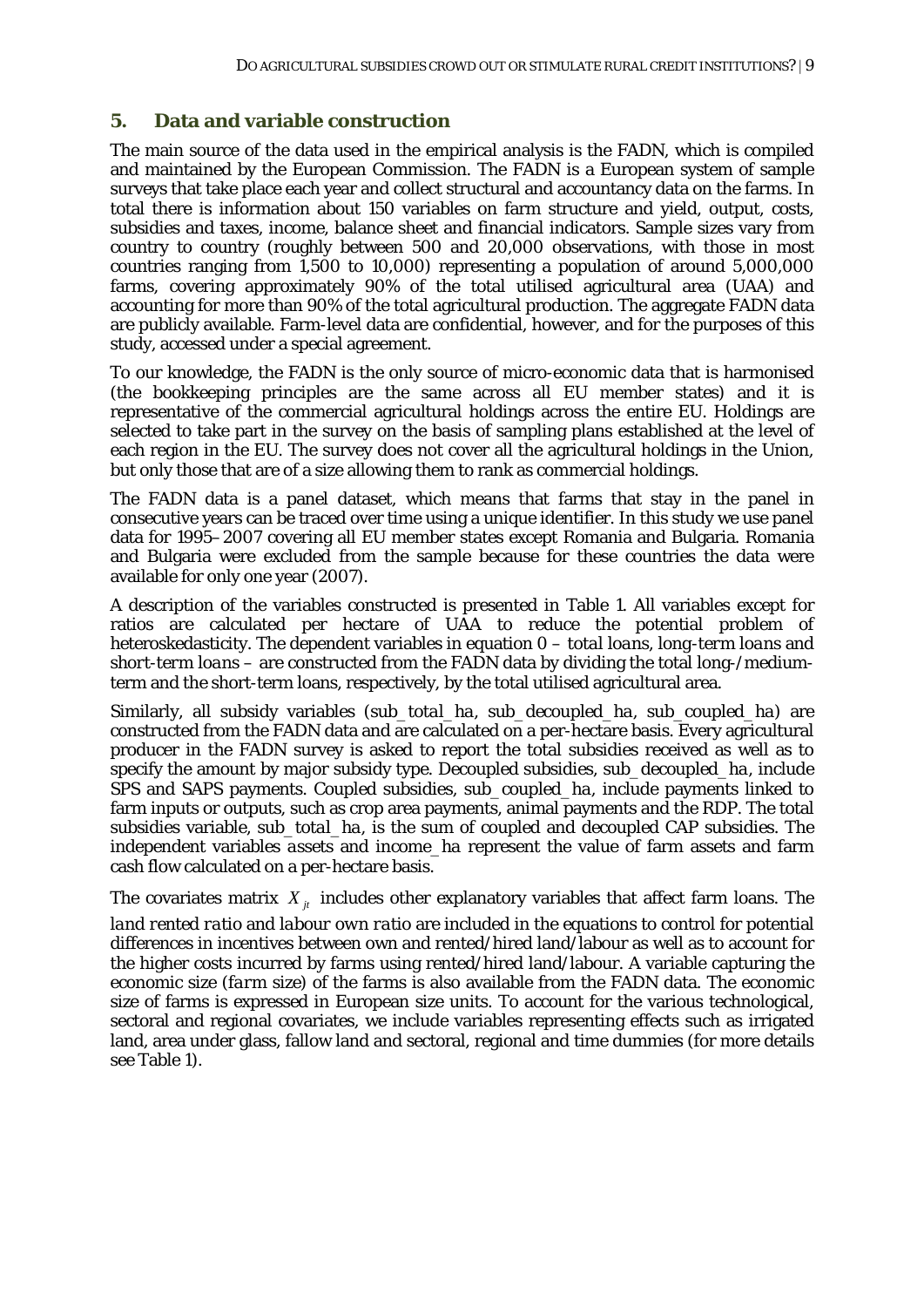## 5. Data and variable construction

The main source of the data used in the empirical analysis is the FADN, which is compiled and maintained by the European Commission. The FADN is a European system of sample surveys that take place each year and collect structural and accountancy data on the farms. In total there is information about 150 variables on farm structure and yield, output, costs, subsidies and taxes, income, balance sheet and financial indicators. Sample sizes vary from country to country (roughly between 500 and 20,000 observations, with those in most countries ranging from 1,500 to 10,000) representing a population of around 5,000,000 farms, covering approximately 90% of the total utilised agricultural area (UAA) and accounting for more than 90% of the total agricultural production. The aggregate FADN data are publicly available. Farm-level data are confidential, however, and for the purposes of this study, accessed under a special agreement.

To our knowledge, the FADN is the only source of micro-economic data that is harmonised (the bookkeeping principles are the same across all EU member states) and it is representative of the commercial agricultural holdings across the entire EU. Holdings are selected to take part in the survey on the basis of sampling plans established at the level of each region in the EU. The survey does not cover all the agricultural holdings in the Union, but only those that are of a size allowing them to rank as commercial holdings.

The FADN data is a panel dataset, which means that farms that stay in the panel in consecutive years can be traced over time using a unique identifier. In this study we use panel data for 1995–2007 covering all EU member states except Romania and Bulgaria. Romania and Bulgaria were excluded from the sample because for these countries the data were available for only one year (2007).

A description of the variables constructed is presented in Table 1. All variables except for ratios are calculated per hectare of UAA to reduce the potential problem of heteroskedasticity. The dependent variables in equation 0 – *total loans*, *long-term loans* and *short-term loans* – are constructed from the FADN data by dividing the total long-/medium-term and the short-term loans, respectively, by the total utilised agricultural area.

Similarly, all subsidy variables (*sub_total_ha*, *sub_decoupled_ha*, *sub_coupled_ha*) are constructed from the FADN data and are calculated on a per-hectare basis. Every agricultural producer in the FADN survey is asked to report the total subsidies received as well as to specify the amount by major subsidy type. Decoupled subsidies, *sub_decoupled_ha*, include SPS and SAPS payments. Coupled subsidies, *sub_coupled_ha*, include payments linked to farm inputs or outputs, such as crop area payments, animal payments and the RDP. The total subsidies variable, *sub_total_ha*, is the sum of coupled and decoupled CAP subsidies. The independent variables *assets* and *income_ha* represent the value of farm assets and farm cash flow calculated on a per-hectare basis.

The covariates matrix $X_{jt}$ includes other explanatory variables that affect farm loans. The *land rented ratio* and *labour own ratio* are included in the equations to control for potential differences in incentives between own and rented/hired land/labour as well as to account for the higher costs incurred by farms using rented/hired land/labour. A variable capturing the economic size (*farm size*) of the farms is also available from the FADN data. The economic size of farms is expressed in European size units. To account for the various technological, sectoral and regional covariates, we include variables representing effects such as irrigated land, area under glass, fallow land and sectoral, regional and time dummies (for more details see Table 1).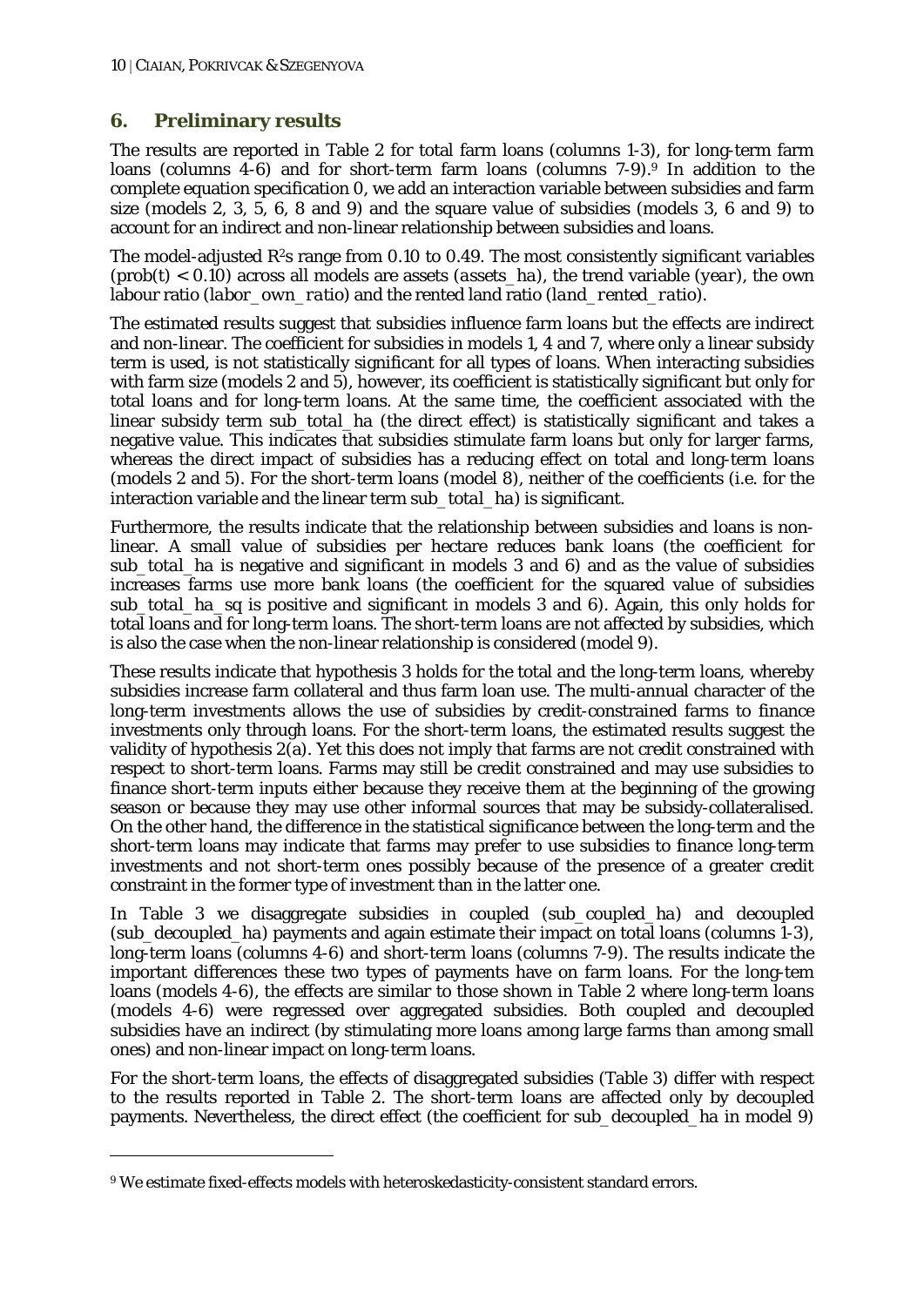## 6. Preliminary results

The results are reported in Table 2 for total farm loans (columns 1-3), for long-term farm loans (columns 4-6) and for short-term farm loans (columns 7-9).[9] In addition to the complete equation specification 0, we add an interaction variable between subsidies and farm size (models 2, 3, 5, 6, 8 and 9) and the square value of subsidies (models 3, 6 and 9) to account for an indirect and non-linear relationship between subsidies and loans.

The model-adjusted $R^2$s range from 0.10 to 0.49. The most consistently significant variables ($prob(t) < 0.10$) across all models are assets (*assets_ha*), the trend variable (*year*), the own labour ratio (*labor_own_ratio*) and the rented land ratio (*land_rented_ratio*).

The estimated results suggest that subsidies influence farm loans but the effects are indirect and non-linear. The coefficient for subsidies in models 1, 4 and 7, where only a linear subsidy term is used, is not statistically significant for all types of loans. When interacting subsidies with farm size (models 2 and 5), however, its coefficient is statistically significant but only for total loans and for long-term loans. At the same time, the coefficient associated with the linear subsidy term *sub_total_ha* (the direct effect) is statistically significant and takes a negative value. This indicates that subsidies stimulate farm loans but only for larger farms, whereas the direct impact of subsidies has a reducing effect on total and long-term loans (models 2 and 5). For the short-term loans (model 8), neither of the coefficients (i.e. for the interaction variable and the linear term *sub_total_ha*) is significant.

Furthermore, the results indicate that the relationship between subsidies and loans is non-linear. A small value of subsidies per hectare reduces bank loans (the coefficient for *sub_total_ha* is negative and significant in models 3 and 6) and as the value of subsidies increases farms use more bank loans (the coefficient for the squared value of subsidies *sub_total_ha_sq* is positive and significant in models 3 and 6). Again, this only holds for total loans and for long-term loans. The short-term loans are not affected by subsidies, which is also the case when the non-linear relationship is considered (model 9).

These results indicate that hypothesis 3 holds for the total and the long-term loans, whereby subsidies increase farm collateral and thus farm loan use. The multi-annual character of the long-term investments allows the use of subsidies by credit-constrained farms to finance investments only through loans. For the short-term loans, the estimated results suggest the validity of hypothesis 2(a). Yet this does not imply that farms are not credit constrained with respect to short-term loans. Farms may still be credit constrained and may use subsidies to finance short-term inputs either because they receive them at the beginning of the growing season or because they may use other informal sources that may be subsidy-collateralised. On the other hand, the difference in the statistical significance between the long-term and the short-term loans may indicate that farms may prefer to use subsidies to finance long-term investments and not short-term ones possibly because of the presence of a greater credit constraint in the former type of investment than in the latter one.

In Table 3 we disaggregate subsidies in coupled (sub_coupled_ha) and decoupled (sub_decoupled_ha) payments and again estimate their impact on total loans (columns 1-3), long-term loans (columns 4-6) and short-term loans (columns 7-9). The results indicate the important differences these two types of payments have on farm loans. For the long-tem loans (models 4-6), the effects are similar to those shown in Table 2 where long-term loans (models 4-6) were regressed over aggregated subsidies. Both coupled and decoupled subsidies have an indirect (by stimulating more loans among large farms than among small ones) and non-linear impact on long-term loans.

For the short-term loans, the effects of disaggregated subsidies (Table 3) differ with respect to the results reported in Table 2. The short-term loans are affected only by decoupled payments. Nevertheless, the direct effect (the coefficient for sub_decoupled_ha in model 9)

[9] We estimate fixed-effects models with heteroskedasticity-consistent standard errors.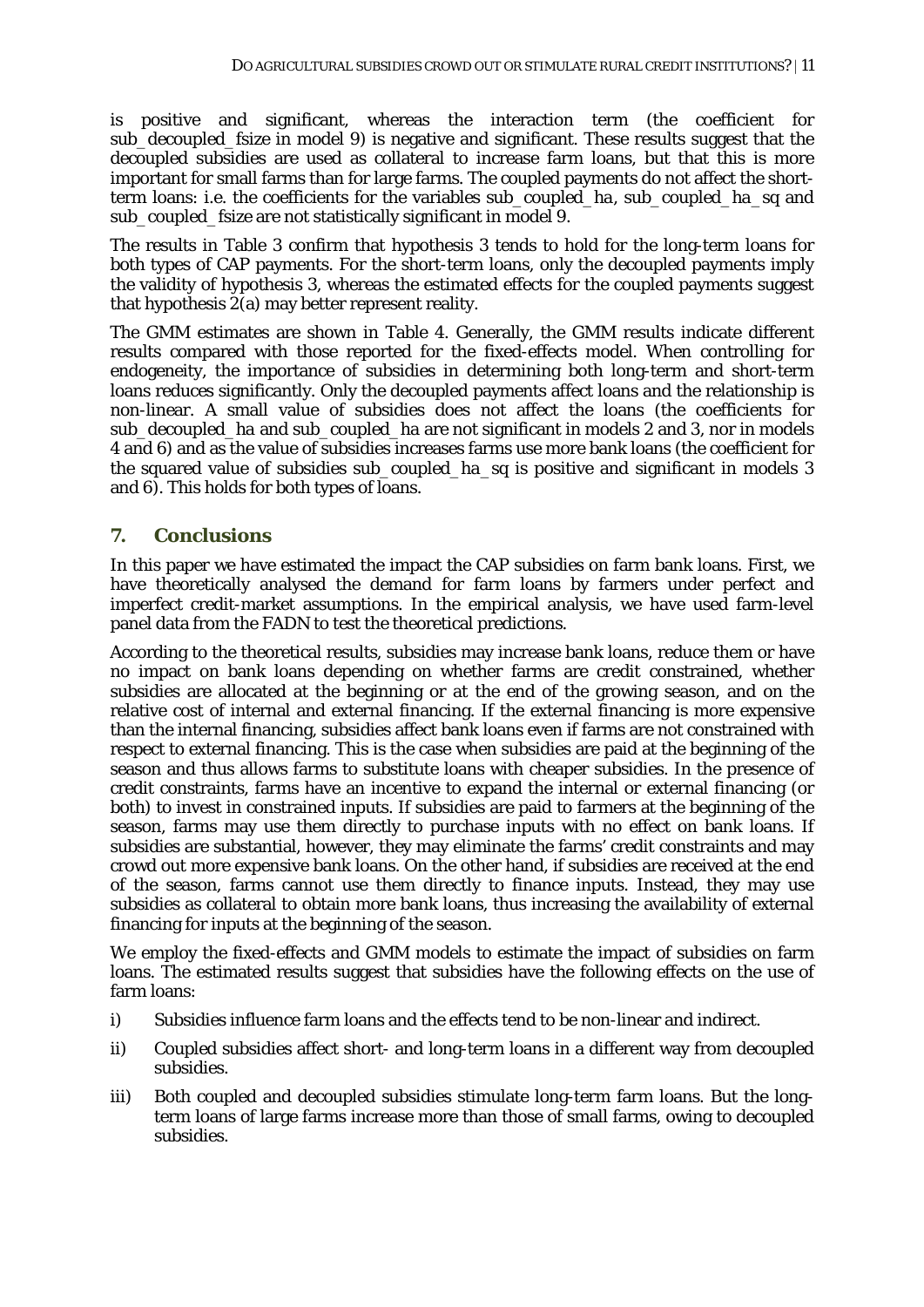is positive and significant, whereas the interaction term (the coefficient for sub_decoupled_fsize in model 9) is negative and significant. These results suggest that the decoupled subsidies are used as collateral to increase farm loans, but that this is more important for small farms than for large farms. The coupled payments do not affect the short-term loans: i.e. the coefficients for the variables sub_coupled_ha, sub_coupled_ha_sq and sub_coupled_fsize are not statistically significant in model 9.

The results in Table 3 confirm that hypothesis 3 tends to hold for the long-term loans for both types of CAP payments. For the short-term loans, only the decoupled payments imply the validity of hypothesis 3, whereas the estimated effects for the coupled payments suggest that hypothesis 2(a) may better represent reality.

The GMM estimates are shown in Table 4. Generally, the GMM results indicate different results compared with those reported for the fixed-effects model. When controlling for endogeneity, the importance of subsidies in determining both long-term and short-term loans reduces significantly. Only the decoupled payments affect loans and the relationship is non-linear. A small value of subsidies does not affect the loans (the coefficients for sub_decoupled_ha and sub_coupled_ha are not significant in models 2 and 3, nor in models 4 and 6) and as the value of subsidies increases farms use more bank loans (the coefficient for the squared value of subsidies sub_coupled_ha_sq is positive and significant in models 3 and 6). This holds for both types of loans.

## 7. Conclusions

In this paper we have estimated the impact the CAP subsidies on farm bank loans. First, we have theoretically analysed the demand for farm loans by farmers under perfect and imperfect credit-market assumptions. In the empirical analysis, we have used farm-level panel data from the FADN to test the theoretical predictions.

According to the theoretical results, subsidies may increase bank loans, reduce them or have no impact on bank loans depending on whether farms are credit constrained, whether subsidies are allocated at the beginning or at the end of the growing season, and on the relative cost of internal and external financing. If the external financing is more expensive than the internal financing, subsidies affect bank loans even if farms are not constrained with respect to external financing. This is the case when subsidies are paid at the beginning of the season and thus allows farms to substitute loans with cheaper subsidies. In the presence of credit constraints, farms have an incentive to expand the internal or external financing (or both) to invest in constrained inputs. If subsidies are paid to farmers at the beginning of the season, farms may use them directly to purchase inputs with no effect on bank loans. If subsidies are substantial, however, they may eliminate the farms' credit constraints and may crowd out more expensive bank loans. On the other hand, if subsidies are received at the end of the season, farms cannot use them directly to finance inputs. Instead, they may use subsidies as collateral to obtain more bank loans, thus increasing the availability of external financing for inputs at the beginning of the season.

We employ the fixed-effects and GMM models to estimate the impact of subsidies on farm loans. The estimated results suggest that subsidies have the following effects on the use of farm loans:

i) Subsidies influence farm loans and the effects tend to be non-linear and indirect.

ii) Coupled subsidies affect short- and long-term loans in a different way from decoupled subsidies.

iii) Both coupled and decoupled subsidies stimulate long-term farm loans. But the long-term loans of large farms increase more than those of small farms, owing to decoupled subsidies.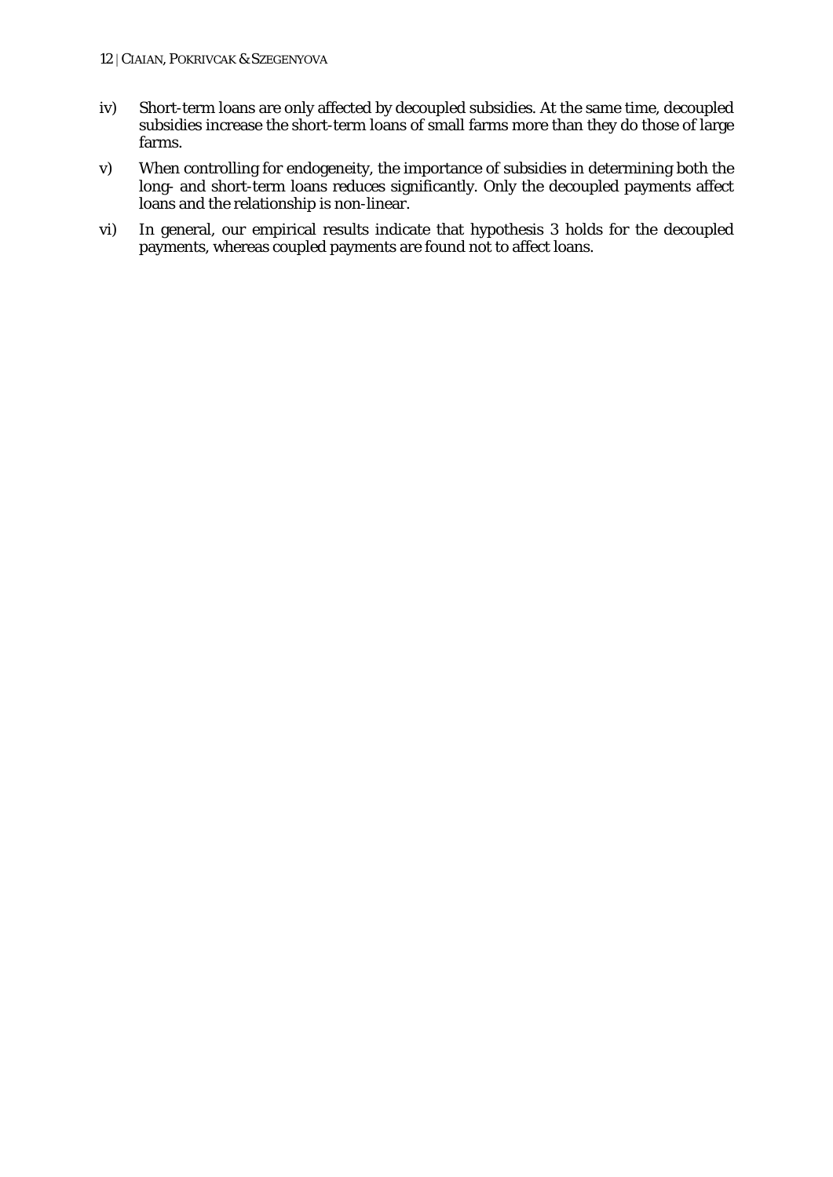iv) Short-term loans are only affected by decoupled subsidies. At the same time, decoupled subsidies increase the short-term loans of small farms more than they do those of large farms.

v) When controlling for endogeneity, the importance of subsidies in determining both the long- and short-term loans reduces significantly. Only the decoupled payments affect loans and the relationship is non-linear.

vi) In general, our empirical results indicate that hypothesis 3 holds for the decoupled payments, whereas coupled payments are found not to affect loans.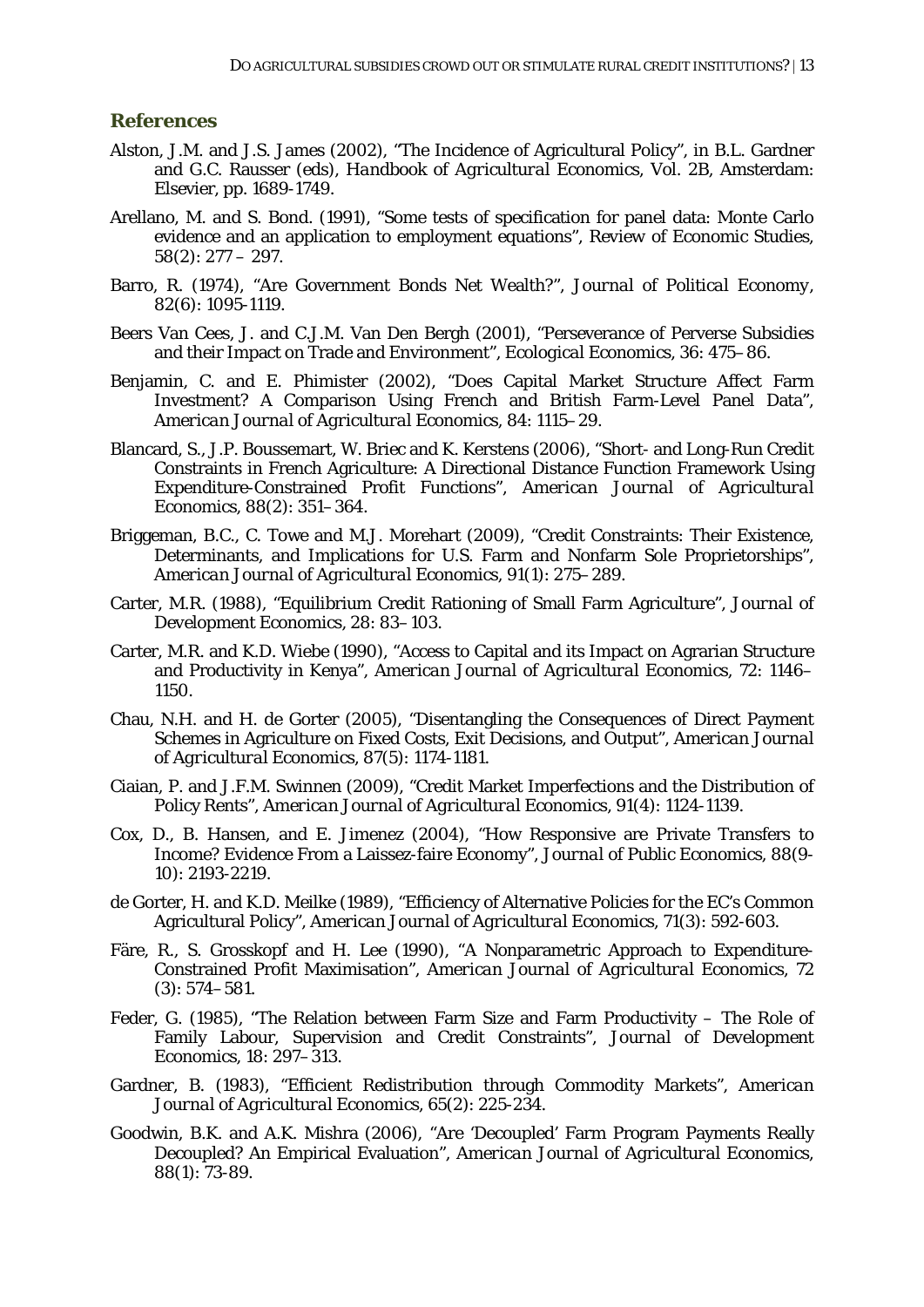## References

Alston, J.M. and J.S. James (2002), "The Incidence of Agricultural Policy", in B.L. Gardner and G.C. Rausser (eds), *Handbook of Agricultural Economics*, Vol. 2B, Amsterdam: Elsevier, pp. 1689-1749.

Arellano, M. and S. Bond. (1991), "Some tests of specification for panel data: Monte Carlo evidence and an application to employment equations", Review of Economic Studies, 58(2): 277 – 297.

Barro, R. (1974), "Are Government Bonds Net Wealth?", *Journal of Political Economy*, 82(6): 1095-1119.

Beers Van Cees, J. and C.J.M. Van Den Bergh (2001), "Perseverance of Perverse Subsidies and their Impact on Trade and Environment", Ecological Economics, 36: 475–86.

Benjamin, C. and E. Phimister (2002), "Does Capital Market Structure Affect Farm Investment? A Comparison Using French and British Farm-Level Panel Data", *American Journal of Agricultural Economics*, 84: 1115–29.

Blancard, S., J.P. Boussemart, W. Briec and K. Kerstens (2006), "Short- and Long-Run Credit Constraints in French Agriculture: A Directional Distance Function Framework Using Expenditure-Constrained Profit Functions", *American Journal of Agricultural Economics*, 88(2): 351–364.

Briggeman, B.C., C. Towe and M.J. Morehart (2009), "Credit Constraints: Their Existence, Determinants, and Implications for U.S. Farm and Nonfarm Sole Proprietorships", *American Journal of Agricultural Economics*, 91(1): 275–289.

Carter, M.R. (1988), "Equilibrium Credit Rationing of Small Farm Agriculture", *Journal of Development Economics*, 28: 83–103.

Carter, M.R. and K.D. Wiebe (1990), "Access to Capital and its Impact on Agrarian Structure and Productivity in Kenya", *American Journal of Agricultural Economics*, 72: 1146–1150.

Chau, N.H. and H. de Gorter (2005), "Disentangling the Consequences of Direct Payment Schemes in Agriculture on Fixed Costs, Exit Decisions, and Output", *American Journal of Agricultural Economics*, 87(5): 1174-1181.

Ciaian, P. and J.F.M. Swinnen (2009), "Credit Market Imperfections and the Distribution of Policy Rents", *American Journal of Agricultural Economics*, 91(4): 1124-1139.

Cox, D., B. Hansen, and E. Jimenez (2004), "How Responsive are Private Transfers to Income? Evidence From a Laissez-faire Economy", *Journal of Public Economics*, 88(9-10): 2193-2219.

de Gorter, H. and K.D. Meilke (1989), "Efficiency of Alternative Policies for the EC's Common Agricultural Policy", *American Journal of Agricultural Economics*, 71(3): 592-603.

Färe, R., S. Grosskopf and H. Lee (1990), "A Nonparametric Approach to Expenditure-Constrained Profit Maximisation", *American Journal of Agricultural Economics*, 72 (3): 574–581.

Feder, G. (1985), "The Relation between Farm Size and Farm Productivity – The Role of Family Labour, Supervision and Credit Constraints", *Journal of Development Economics*, 18: 297–313.

Gardner, B. (1983), "Efficient Redistribution through Commodity Markets", *American Journal of Agricultural Economics*, 65(2): 225-234.

Goodwin, B.K. and A.K. Mishra (2006), "Are 'Decoupled' Farm Program Payments Really Decoupled? An Empirical Evaluation", *American Journal of Agricultural Economics*, 88(1): 73-89.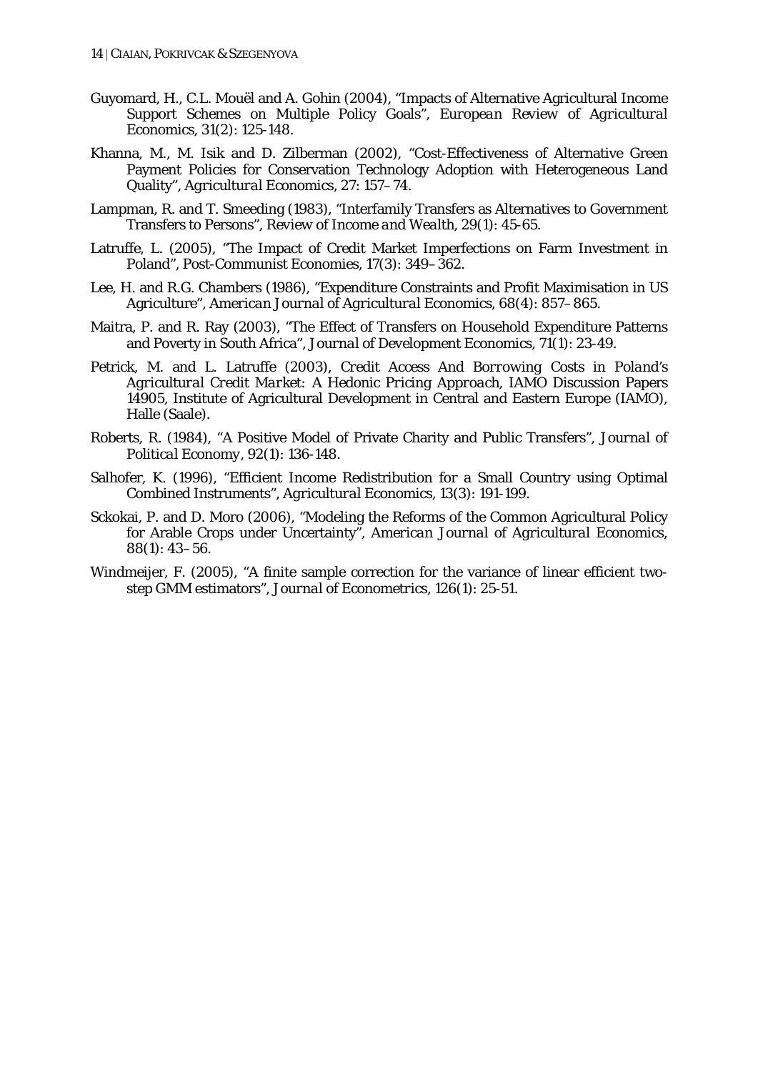Guyomard, H., C.L. Mouël and A. Gohin (2004), "Impacts of Alternative Agricultural Income Support Schemes on Multiple Policy Goals", *European Review of Agricultural Economics*, 31(2): 125-148.

Khanna, M., M. Isik and D. Zilberman (2002), "Cost-Effectiveness of Alternative Green Payment Policies for Conservation Technology Adoption with Heterogeneous Land Quality", *Agricultural Economics*, 27: 157–74.

Lampman, R. and T. Smeeding (1983), "Interfamily Transfers as Alternatives to Government Transfers to Persons", *Review of Income and Wealth*, 29(1): 45-65.

Latruffe, L. (2005), "The Impact of Credit Market Imperfections on Farm Investment in Poland", *Post-Communist Economies*, 17(3): 349–362.

Lee, H. and R.G. Chambers (1986), "Expenditure Constraints and Profit Maximisation in US Agriculture", *American Journal of Agricultural Economics*, 68(4): 857–865.

Maitra, P. and R. Ray (2003), "The Effect of Transfers on Household Expenditure Patterns and Poverty in South Africa", *Journal of Development Economics*, 71(1): 23-49.

Petrick, M. and L. Latruffe (2003), *Credit Access And Borrowing Costs in Poland's Agricultural Credit Market: A Hedonic Pricing Approach*, IAMO Discussion Papers 14905, Institute of Agricultural Development in Central and Eastern Europe (IAMO), Halle (Saale).

Roberts, R. (1984), "A Positive Model of Private Charity and Public Transfers", *Journal of Political Economy*, 92(1): 136-148.

Salhofer, K. (1996), "Efficient Income Redistribution for a Small Country using Optimal Combined Instruments", *Agricultural Economics*, 13(3): 191-199.

Sckokai, P. and D. Moro (2006), "Modeling the Reforms of the Common Agricultural Policy for Arable Crops under Uncertainty", *American Journal of Agricultural Economics*, 88(1): 43–56.

Windmeijer, F. (2005), "A finite sample correction for the variance of linear efficient two-step GMM estimators", *Journal of Econometrics*, 126(1): 25-51.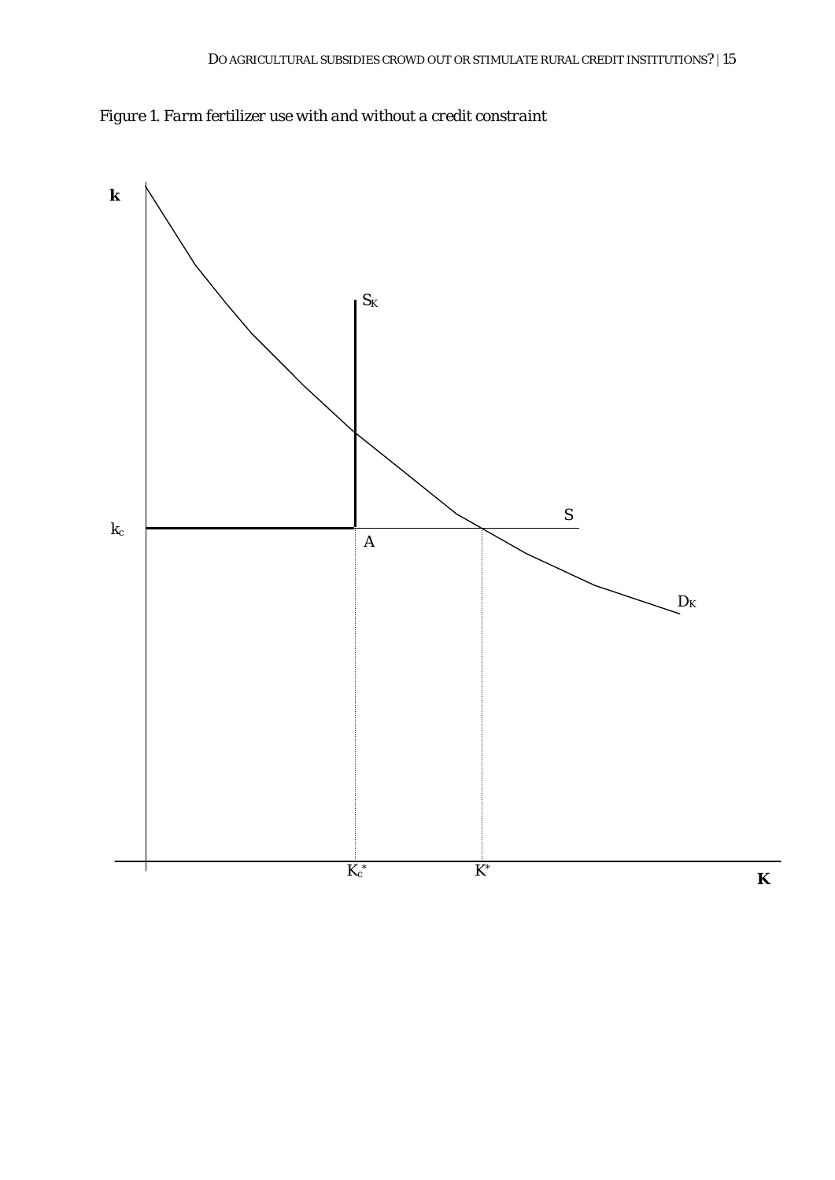*Figure 1. Farm fertilizer use with and without a credit constraint*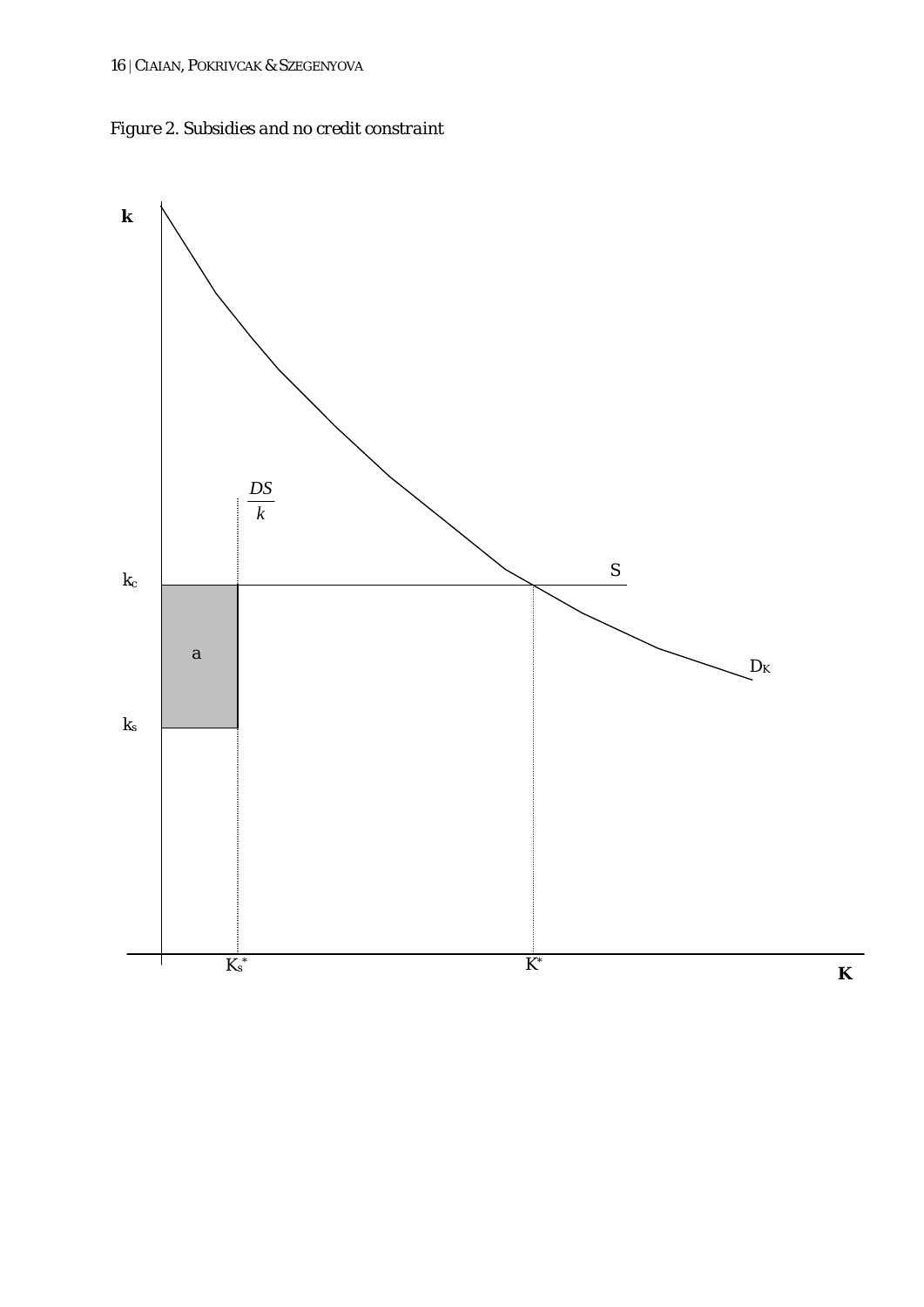*Figure 2. Subsidies and no credit constraint*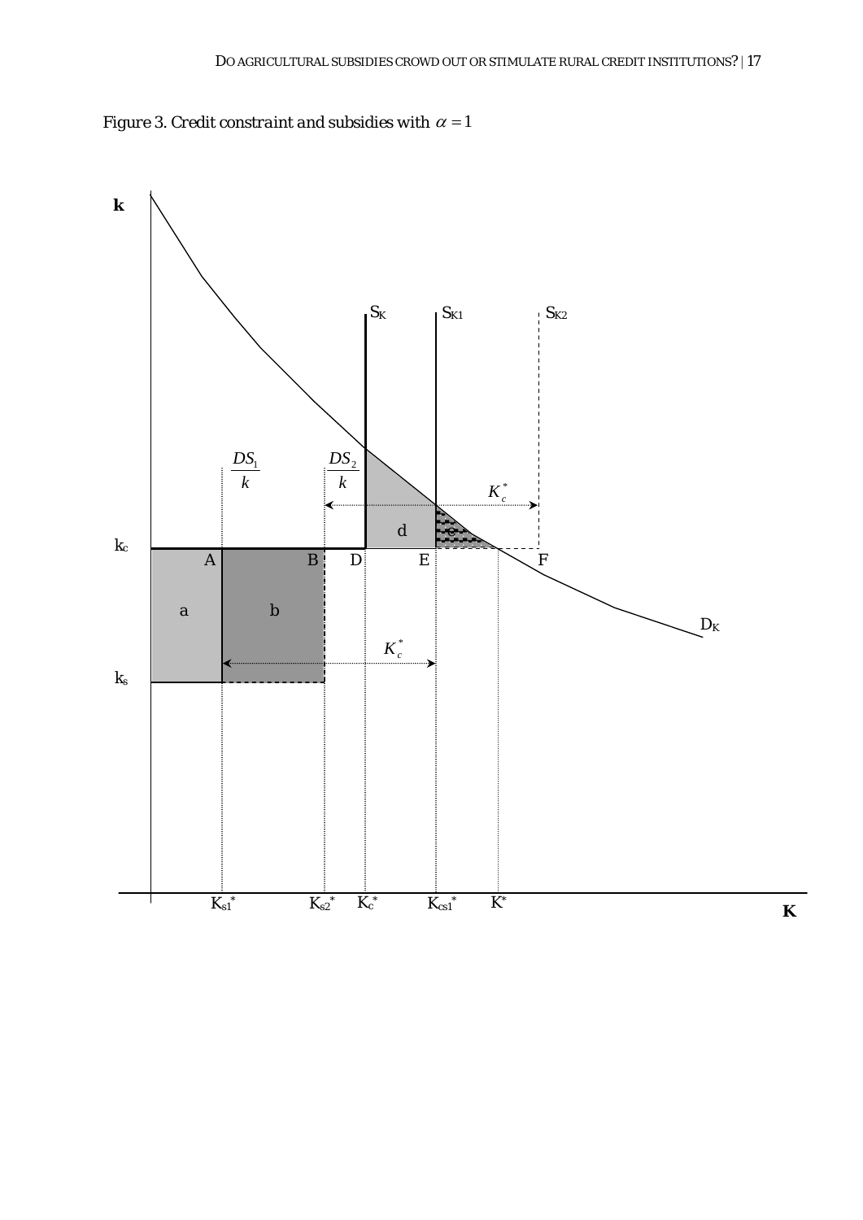*Figure 3. Credit constraint and subsidies with $\alpha = 1$*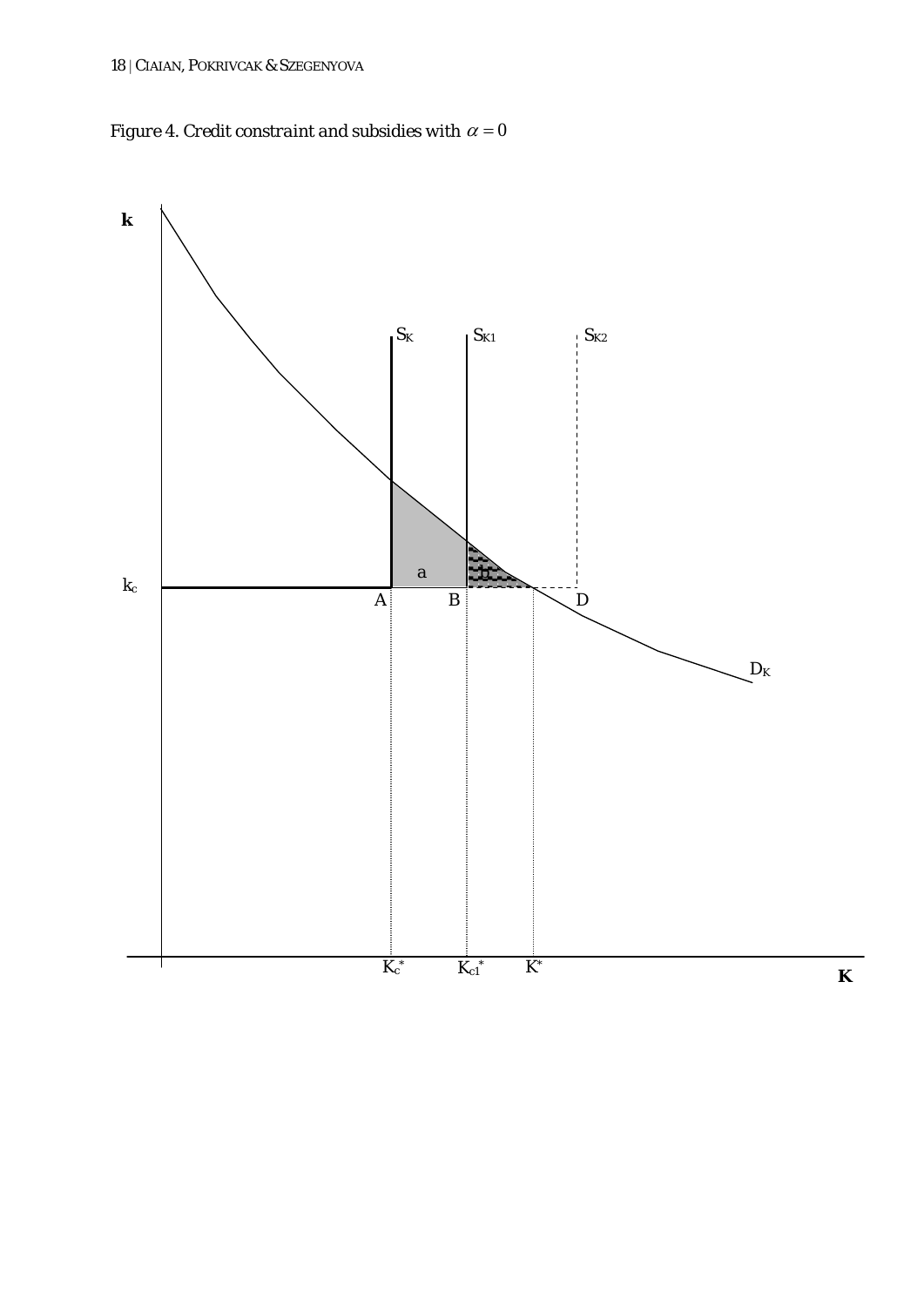*Figure 4. Credit constraint and subsidies with $\alpha = 0$*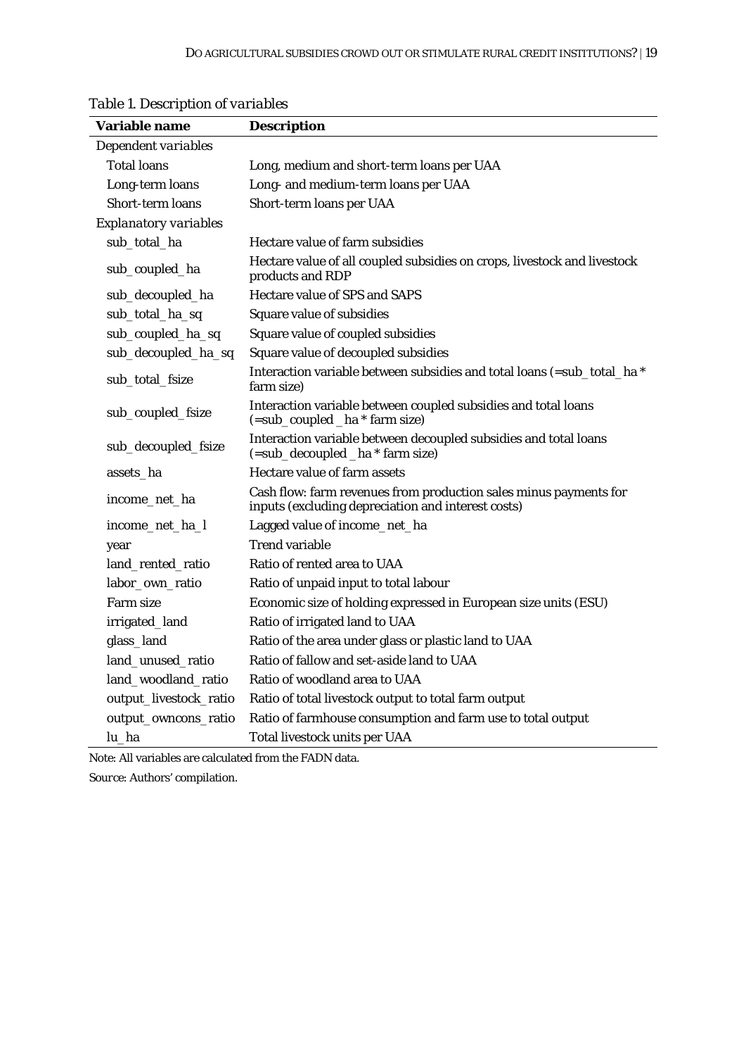*Table 1. Description of variables*

| Variable name | Description |
|---|---|
| *Dependent variables* | |
| Total loans | Long, medium and short-term loans per UAA |
| Long-term loans | Long- and medium-term loans per UAA |
| Short-term loans | Short-term loans per UAA |
| *Explanatory variables* | |
| sub_total_ha | Hectare value of farm subsidies |
| sub_coupled_ha | Hectare value of all coupled subsidies on crops, livestock and livestock products and RDP |
| sub_decoupled_ha | Hectare value of SPS and SAPS |
| sub_total_ha_sq | Square value of subsidies |
| sub_coupled_ha_sq | Square value of coupled subsidies |
| sub_decoupled_ha_sq | Square value of decoupled subsidies |
| sub_total_fsize | Interaction variable between subsidies and total loans (=sub_total_ha * farm size) |
| sub_coupled_fsize | Interaction variable between coupled subsidies and total loans (=sub_coupled _ha * farm size) |
| sub_decoupled_fsize | Interaction variable between decoupled subsidies and total loans (=sub_decoupled _ha * farm size) |
| assets_ha | Hectare value of farm assets |
| income_net_ha | Cash flow: farm revenues from production sales minus payments for inputs (excluding depreciation and interest costs) |
| income_net_ha_l | Lagged value of income_net_ha |
| year | Trend variable |
| land_rented_ratio | Ratio of rented area to UAA |
| labor_own_ratio | Ratio of unpaid input to total labour |
| Farm size | Economic size of holding expressed in European size units (ESU) |
| irrigated_land | Ratio of irrigated land to UAA |
| glass_land | Ratio of the area under glass or plastic land to UAA |
| land_unused_ratio | Ratio of fallow and set-aside land to UAA |
| land_woodland_ratio | Ratio of woodland area to UAA |
| output_livestock_ratio | Ratio of total livestock output to total farm output |
| output_owncons_ratio | Ratio of farmhouse consumption and farm use to total output |
| lu_ha | Total livestock units per UAA |

Note: All variables are calculated from the FADN data.

*Source*: Authors' compilation.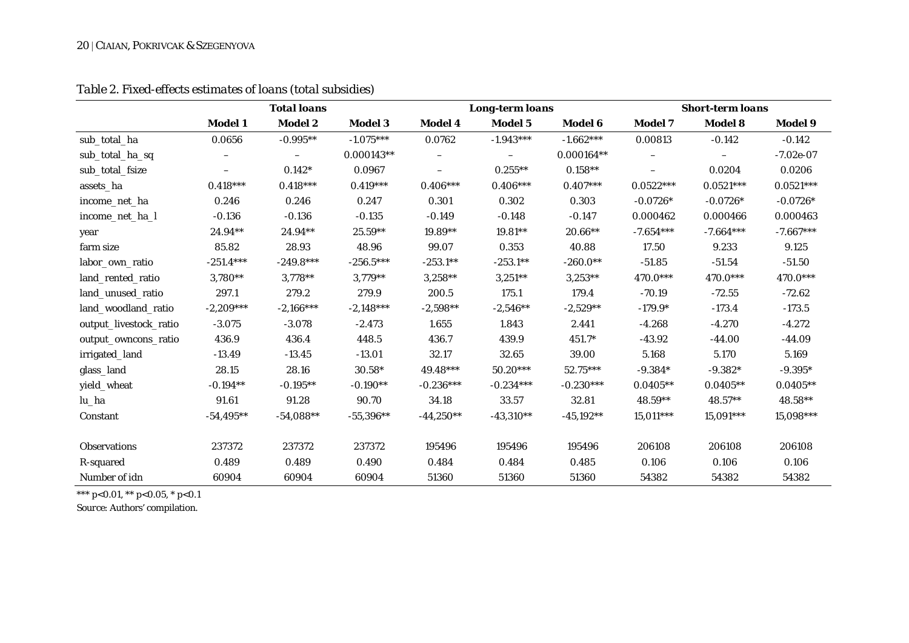*Table 2. Fixed-effects estimates of loans (total subsidies)*

| | Total loans | | | Long-term loans | | | Short-term loans | | |
|---|---|---|---|---|---|---|---|---|---|
| | **Model 1** | **Model 2** | **Model 3** | **Model 4** | **Model 5** | **Model 6** | **Model 7** | **Model 8** | **Model 9** |
| sub_total_ha | 0.0656 | -0.995** | -1.075*** | 0.0762 | -1.943*** | -1.662*** | 0.00813 | -0.142 | -0.142 |
| sub_total_ha_sq | – | – | 0.000143** | – | – | 0.000164** | – | – | -7.02e-07 |
| sub_total_fsize | – | 0.142* | 0.0967 | – | 0.255** | 0.158** | – | 0.0204 | 0.0206 |
| assets_ha | 0.418*** | 0.418*** | 0.419*** | 0.406*** | 0.406*** | 0.407*** | 0.0522*** | 0.0521*** | 0.0521*** |
| income_net_ha | 0.246 | 0.246 | 0.247 | 0.301 | 0.302 | 0.303 | -0.0726* | -0.0726* | -0.0726* |
| income_net_ha_l | -0.136 | -0.136 | -0.135 | -0.149 | -0.148 | -0.147 | 0.000462 | 0.000466 | 0.000463 |
| year | 24.94** | 24.94** | 25.59** | 19.89** | 19.81** | 20.66** | -7.654*** | -7.664*** | -7.667*** |
| farm size | 85.82 | 28.93 | 48.96 | 99.07 | 0.353 | 40.88 | 17.50 | 9.233 | 9.125 |
| labor_own_ratio | -251.4*** | -249.8*** | -256.5*** | -253.1** | -253.1** | -260.0** | -51.85 | -51.54 | -51.50 |
| land_rented_ratio | 3,780** | 3,778** | 3,779** | 3,258** | 3,251** | 3,253** | 470.0*** | 470.0*** | 470.0*** |
| land_unused_ratio | 297.1 | 279.2 | 279.9 | 200.5 | 175.1 | 179.4 | -70.19 | -72.55 | -72.62 |
| land_woodland_ratio | -2,209*** | -2,166*** | -2,148*** | -2,598** | -2,546** | -2,529** | -179.9* | -173.4 | -173.5 |
| output_livestock_ratio | -3.075 | -3.078 | -2.473 | 1.655 | 1.843 | 2.441 | -4.268 | -4.270 | -4.272 |
| output_owncons_ratio | 436.9 | 436.4 | 448.5 | 436.7 | 439.9 | 451.7* | -43.92 | -44.00 | -44.09 |
| irrigated_land | -13.49 | -13.45 | -13.01 | 32.17 | 32.65 | 39.00 | 5.168 | 5.170 | 5.169 |
| glass_land | 28.15 | 28.16 | 30.58* | 49.48*** | 50.20*** | 52.75*** | -9.384* | -9.382* | -9.395* |
| yield_wheat | -0.194** | -0.195** | -0.190** | -0.236*** | -0.234*** | -0.230*** | 0.0405** | 0.0405** | 0.0405** |
| lu_ha | 91.61 | 91.28 | 90.70 | 34.18 | 33.57 | 32.81 | 48.59** | 48.57** | 48.58** |
| Constant | -54,495** | -54,088** | -55,396** | -44,250** | -43,310** | -45,192** | 15,011*** | 15,091*** | 15,098*** |
| | | | | | | | | | |
| Observations | 237372 | 237372 | 237372 | 195496 | 195496 | 195496 | 206108 | 206108 | 206108 |
| R-squared | 0.489 | 0.489 | 0.490 | 0.484 | 0.484 | 0.485 | 0.106 | 0.106 | 0.106 |
| Number of idn | 60904 | 60904 | 60904 | 51360 | 51360 | 51360 | 54382 | 54382 | 54382 |

*** p<0.01, ** p<0.05, * p<0.1

Source: Authors' compilation.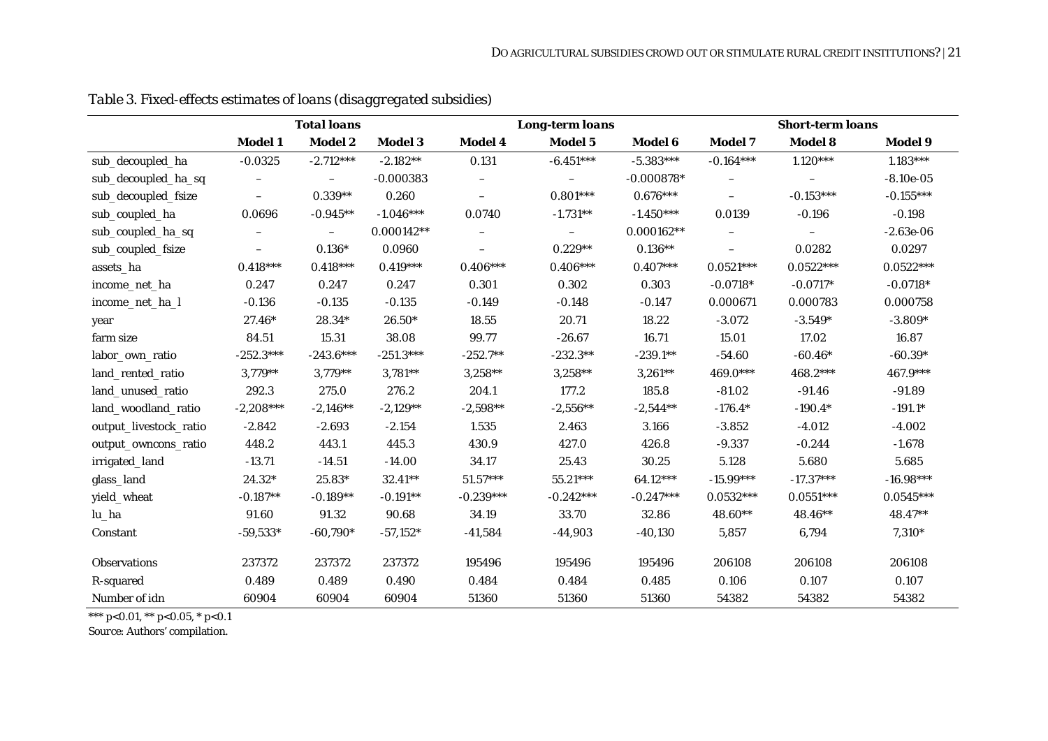*Table 3. Fixed-effects estimates of loans (disaggregated subsidies)*

| | Total loans | | | Long-term loans | | | Short-term loans | | |
|---|---|---|---|---|---|---|---|---|---|
| | **Model 1** | **Model 2** | **Model 3** | **Model 4** | **Model 5** | **Model 6** | **Model 7** | **Model 8** | **Model 9** |
| sub_decoupled_ha | -0.0325 | -2.712*** | -2.182** | 0.131 | -6.451*** | -5.383*** | -0.164*** | 1.120*** | 1.183*** |
| sub_decoupled_ha_sq | – | – | -0.000383 | – | – | -0.000878* | – | – | -8.10e-05 |
| sub_decoupled_fsize | – | 0.339** | 0.260 | – | 0.801*** | 0.676*** | – | -0.153*** | -0.155*** |
| sub_coupled_ha | 0.0696 | -0.945** | -1.046*** | 0.0740 | -1.731** | -1.450*** | 0.0139 | -0.196 | -0.198 |
| sub_coupled_ha_sq | – | – | 0.000142** | – | – | 0.000162** | – | – | -2.63e-06 |
| sub_coupled_fsize | – | 0.136* | 0.0960 | – | 0.229** | 0.136** | – | 0.0282 | 0.0297 |
| assets_ha | 0.418*** | 0.418*** | 0.419*** | 0.406*** | 0.406*** | 0.407*** | 0.0521*** | 0.0522*** | 0.0522*** |
| income_net_ha | 0.247 | 0.247 | 0.247 | 0.301 | 0.302 | 0.303 | -0.0718* | -0.0717* | -0.0718* |
| income_net_ha_l | -0.136 | -0.135 | -0.135 | -0.149 | -0.148 | -0.147 | 0.000671 | 0.000783 | 0.000758 |
| year | 27.46* | 28.34* | 26.50* | 18.55 | 20.71 | 18.22 | -3.072 | -3.549* | -3.809* |
| farm size | 84.51 | 15.31 | 38.08 | 99.77 | -26.67 | 16.71 | 15.01 | 17.02 | 16.87 |
| labor_own_ratio | -252.3*** | -243.6*** | -251.3*** | -252.7** | -232.3** | -239.1** | -54.60 | -60.46* | -60.39* |
| land_rented_ratio | 3,779** | 3,779** | 3,781** | 3,258** | 3,258** | 3,261** | 469.0*** | 468.2*** | 467.9*** |
| land_unused_ratio | 292.3 | 275.0 | 276.2 | 204.1 | 177.2 | 185.8 | -81.02 | -91.46 | -91.89 |
| land_woodland_ratio | -2,208*** | -2,146** | -2,129** | -2,598** | -2,556** | -2,544** | -176.4* | -190.4* | -191.1* |
| output_livestock_ratio | -2.842 | -2.693 | -2.154 | 1.535 | 2.463 | 3.166 | -3.852 | -4.012 | -4.002 |
| output_owncons_ratio | 448.2 | 443.1 | 445.3 | 430.9 | 427.0 | 426.8 | -9.337 | -0.244 | -1.678 |
| irrigated_land | -13.71 | -14.51 | -14.00 | 34.17 | 25.43 | 30.25 | 5.128 | 5.680 | 5.685 |
| glass_land | 24.32* | 25.83* | 32.41** | 51.57*** | 55.21*** | 64.12*** | -15.99*** | -17.37*** | -16.98*** |
| yield_wheat | -0.187** | -0.189** | -0.191** | -0.239*** | -0.242*** | -0.247*** | 0.0532*** | 0.0551*** | 0.0545*** |
| lu_ha | 91.60 | 91.32 | 90.68 | 34.19 | 33.70 | 32.86 | 48.60** | 48.46** | 48.47** |
| Constant | -59,533* | -60,790* | -57,152* | -41,584 | -44,903 | -40,130 | 5,857 | 6,794 | 7,310* |
| Observations | 237372 | 237372 | 237372 | 195496 | 195496 | 195496 | 206108 | 206108 | 206108 |
| R-squared | 0.489 | 0.489 | 0.490 | 0.484 | 0.484 | 0.485 | 0.106 | 0.107 | 0.107 |
| Number of idn | 60904 | 60904 | 60904 | 51360 | 51360 | 51360 | 54382 | 54382 | 54382 |

*** p<0.01, ** p<0.05, * p<0.1

Source: Authors' compilation.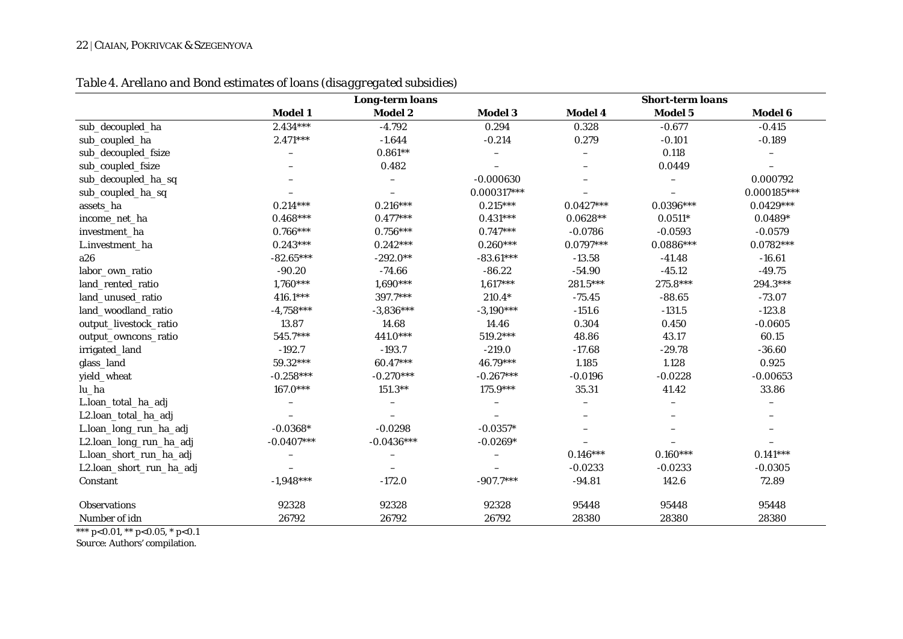*Table 4. Arellano and Bond estimates of loans (disaggregated subsidies)*

| | Long-term loans | | | Short-term loans | | |
|---|---|---|---|---|---|---|
| | **Model 1** | **Model 2** | **Model 3** | **Model 4** | **Model 5** | **Model 6** |
| sub_decoupled_ha | 2.434*** | -4.792 | 0.294 | 0.328 | -0.677 | -0.415 |
| sub_coupled_ha | 2.471*** | -1.644 | -0.214 | 0.279 | -0.101 | -0.189 |
| sub_decoupled_fsize | – | 0.861** | – | – | 0.118 | – |
| sub_coupled_fsize | – | 0.482 | – | – | 0.0449 | – |
| sub_decoupled_ha_sq | – | – | -0.000630 | – | – | 0.000792 |
| sub_coupled_ha_sq | – | – | 0.000317*** | – | – | 0.000185*** |
| assets_ha | 0.214*** | 0.216*** | 0.215*** | 0.0427*** | 0.0396*** | 0.0429*** |
| income_net_ha | 0.468*** | 0.477*** | 0.431*** | 0.0628** | 0.0511* | 0.0489* |
| investment_ha | 0.766*** | 0.756*** | 0.747*** | -0.0786 | -0.0593 | -0.0579 |
| L.investment_ha | 0.243*** | 0.242*** | 0.260*** | 0.0797*** | 0.0886*** | 0.0782*** |
| a26 | -82.65*** | -292.0** | -83.61*** | -13.58 | -41.48 | -16.61 |
| labor_own_ratio | -90.20 | -74.66 | -86.22 | -54.90 | -45.12 | -49.75 |
| land_rented_ratio | 1,760*** | 1,690*** | 1,617*** | 281.5*** | 275.8*** | 294.3*** |
| land_unused_ratio | 416.1*** | 397.7*** | 210.4* | -75.45 | -88.65 | -73.07 |
| land_woodland_ratio | -4,758*** | -3,836*** | -3,190*** | -151.6 | -131.5 | -123.8 |
| output_livestock_ratio | 13.87 | 14.68 | 14.46 | 0.304 | 0.450 | -0.0605 |
| output_owncons_ratio | 545.7*** | 441.0*** | 519.2*** | 48.86 | 43.17 | 60.15 |
| irrigated_land | -192.7 | -193.7 | -219.0 | -17.68 | -29.78 | -36.60 |
| glass_land | 59.32*** | 60.47*** | 46.79*** | 1.185 | 1.128 | 0.925 |
| yield_wheat | -0.258*** | -0.270*** | -0.267*** | -0.0196 | -0.0228 | -0.00653 |
| lu_ha | 167.0*** | 151.3** | 175.9*** | 35.31 | 41.42 | 33.86 |
| L.loan_total_ha_adj | – | – | – | – | – | – |
| L2.loan_total_ha_adj | – | – | – | – | – | – |
| L.loan_long_run_ha_adj | -0.0368* | -0.0298 | -0.0357* | – | – | – |
| L2.loan_long_run_ha_adj | -0.0407*** | -0.0436*** | -0.0269* | – | – | – |
| L.loan_short_run_ha_adj | – | – | – | 0.146*** | 0.160*** | 0.141*** |
| L2.loan_short_run_ha_adj | – | – | – | -0.0233 | -0.0233 | -0.0305 |
| Constant | -1,948*** | -172.0 | -907.7*** | -94.81 | 142.6 | 72.89 |
| Observations | 92328 | 92328 | 92328 | 95448 | 95448 | 95448 |
| Number of idn | 26792 | 26792 | 26792 | 28380 | 28380 | 28380 |

*** p<0.01, ** p<0.05, * p<0.1

Source: Authors' compilation.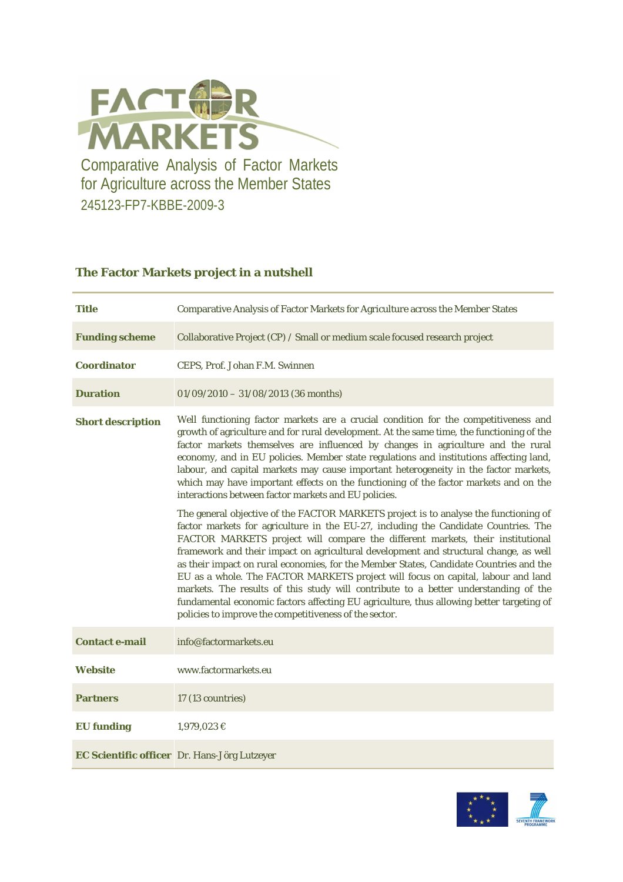FACTOR MARKETS

Comparative Analysis of Factor Markets for Agriculture across the Member States

245123-FP7-KBBE-2009-3

## The Factor Markets project in a nutshell

| | |
|---|---|
| **Title** | Comparative Analysis of Factor Markets for Agriculture across the Member States |
| **Funding scheme** | Collaborative Project (CP) / Small or medium scale focused research project |
| **Coordinator** | CEPS, Prof. Johan F.M. Swinnen |
| **Duration** | 01/09/2010 – 31/08/2013 (36 months) |
| **Short description** | Well functioning factor markets are a crucial condition for the competitiveness and growth of agriculture and for rural development. At the same time, the functioning of the factor markets themselves are influenced by changes in agriculture and the rural economy, and in EU policies. Member state regulations and institutions affecting land, labour, and capital markets may cause important heterogeneity in the factor markets, which may have important effects on the functioning of the factor markets and on the interactions between factor markets and EU policies.<br><br>The general objective of the FACTOR MARKETS project is to analyse the functioning of factor markets for agriculture in the EU-27, including the Candidate Countries. The FACTOR MARKETS project will compare the different markets, their institutional framework and their impact on agricultural development and structural change, as well as their impact on rural economies, for the Member States, Candidate Countries and the EU as a whole. The FACTOR MARKETS project will focus on capital, labour and land markets. The results of this study will contribute to a better understanding of the fundamental economic factors affecting EU agriculture, thus allowing better targeting of policies to improve the competitiveness of the sector. |
| **Contact e-mail** | info@factormarkets.eu |
| **Website** | www.factormarkets.eu |
| **Partners** | 17 (13 countries) |
| **EU funding** | 1,979,023 € |
| **EC Scientific officer** | Dr. Hans-Jörg Lutzeyer |